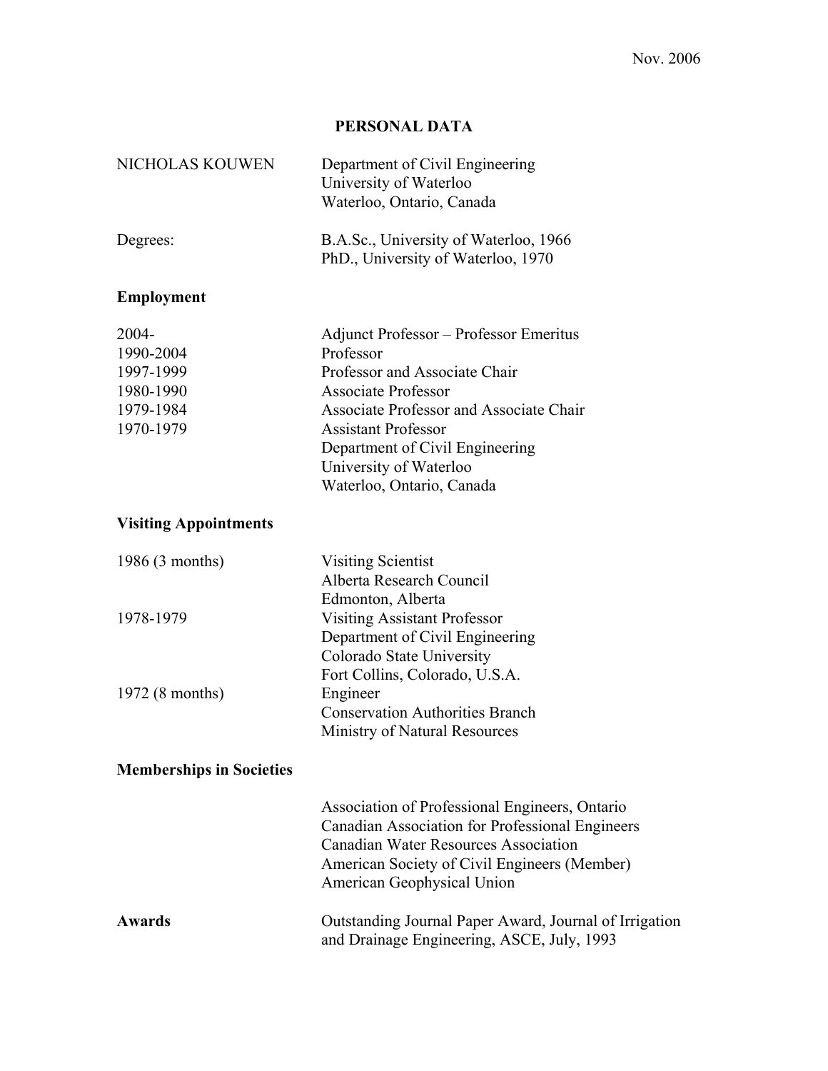Nov. 2006

# PERSONAL DATA

| | |
|---|---|
| NICHOLAS KOUWEN | Department of Civil Engineering<br>University of Waterloo<br>Waterloo, Ontario, Canada |
| Degrees: | B.A.Sc., University of Waterloo, 1966<br>PhD., University of Waterloo, 1970 |

## Employment

| | |
|---|---|
| 2004- | Adjunct Professor – Professor Emeritus |
| 1990-2004 | Professor |
| 1997-1999 | Professor and Associate Chair |
| 1980-1990 | Associate Professor |
| 1979-1984 | Associate Professor and Associate Chair |
| 1970-1979 | Assistant Professor<br>Department of Civil Engineering<br>University of Waterloo<br>Waterloo, Ontario, Canada |

## Visiting Appointments

| | |
|---|---|
| 1986 (3 months) | Visiting Scientist<br>Alberta Research Council<br>Edmonton, Alberta |
| 1978-1979 | Visiting Assistant Professor<br>Department of Civil Engineering<br>Colorado State University<br>Fort Collins, Colorado, U.S.A. |
| 1972 (8 months) | Engineer<br>Conservation Authorities Branch<br>Ministry of Natural Resources |

## Memberships in Societies

Association of Professional Engineers, Ontario
Canadian Association for Professional Engineers
Canadian Water Resources Association
American Society of Civil Engineers (Member)
American Geophysical Union

**Awards** Outstanding Journal Paper Award, Journal of Irrigation and Drainage Engineering, ASCE, July, 1993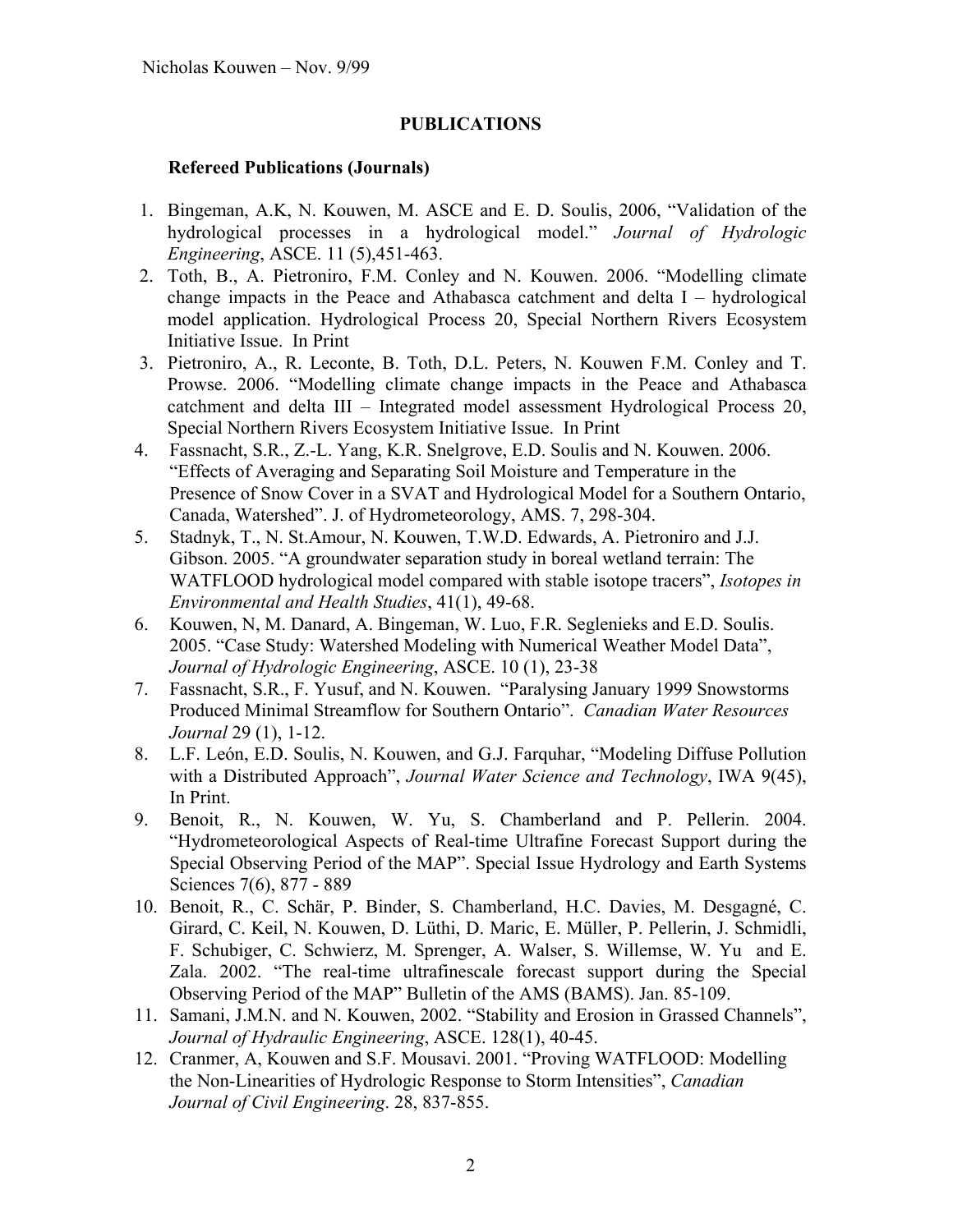## PUBLICATIONS

### Refereed Publications (Journals)

1. Bingeman, A.K, N. Kouwen, M. ASCE and E. D. Soulis, 2006, "Validation of the hydrological processes in a hydrological model." *Journal of Hydrologic Engineering*, ASCE. 11 (5),451-463.
2. Toth, B., A. Pietroniro, F.M. Conley and N. Kouwen. 2006. "Modelling climate change impacts in the Peace and Athabasca catchment and delta I – hydrological model application. Hydrological Process 20, Special Northern Rivers Ecosystem Initiative Issue. In Print
3. Pietroniro, A., R. Leconte, B. Toth, D.L. Peters, N. Kouwen F.M. Conley and T. Prowse. 2006. "Modelling climate change impacts in the Peace and Athabasca catchment and delta III – Integrated model assessment Hydrological Process 20, Special Northern Rivers Ecosystem Initiative Issue. In Print
4. Fassnacht, S.R., Z.-L. Yang, K.R. Snelgrove, E.D. Soulis and N. Kouwen. 2006. "Effects of Averaging and Separating Soil Moisture and Temperature in the Presence of Snow Cover in a SVAT and Hydrological Model for a Southern Ontario, Canada, Watershed". J. of Hydrometeorology, AMS. 7, 298-304.
5. Stadnyk, T., N. St.Amour, N. Kouwen, T.W.D. Edwards, A. Pietroniro and J.J. Gibson. 2005. "A groundwater separation study in boreal wetland terrain: The WATFLOOD hydrological model compared with stable isotope tracers", *Isotopes in Environmental and Health Studies*, 41(1), 49-68.
6. Kouwen, N, M. Danard, A. Bingeman, W. Luo, F.R. Seglenieks and E.D. Soulis. 2005. "Case Study: Watershed Modeling with Numerical Weather Model Data", *Journal of Hydrologic Engineering*, ASCE. 10 (1), 23-38
7. Fassnacht, S.R., F. Yusuf, and N. Kouwen. "Paralysing January 1999 Snowstorms Produced Minimal Streamflow for Southern Ontario". *Canadian Water Resources Journal* 29 (1), 1-12.
8. L.F. León, E.D. Soulis, N. Kouwen, and G.J. Farquhar, "Modeling Diffuse Pollution with a Distributed Approach", *Journal Water Science and Technology*, IWA 9(45), In Print.
9. Benoit, R., N. Kouwen, W. Yu, S. Chamberland and P. Pellerin. 2004. "Hydrometeorological Aspects of Real-time Ultrafine Forecast Support during the Special Observing Period of the MAP". Special Issue Hydrology and Earth Systems Sciences 7(6), 877 - 889
10. Benoit, R., C. Schär, P. Binder, S. Chamberland, H.C. Davies, M. Desgagné, C. Girard, C. Keil, N. Kouwen, D. Lüthi, D. Maric, E. Müller, P. Pellerin, J. Schmidli, F. Schubiger, C. Schwierz, M. Sprenger, A. Walser, S. Willemse, W. Yu and E. Zala. 2002. "The real-time ultrafinescale forecast support during the Special Observing Period of the MAP" Bulletin of the AMS (BAMS). Jan. 85-109.
11. Samani, J.M.N. and N. Kouwen, 2002. "Stability and Erosion in Grassed Channels", *Journal of Hydraulic Engineering*, ASCE. 128(1), 40-45.
12. Cranmer, A, Kouwen and S.F. Mousavi. 2001. "Proving WATFLOOD: Modelling the Non-Linearities of Hydrologic Response to Storm Intensities", *Canadian Journal of Civil Engineering*. 28, 837-855.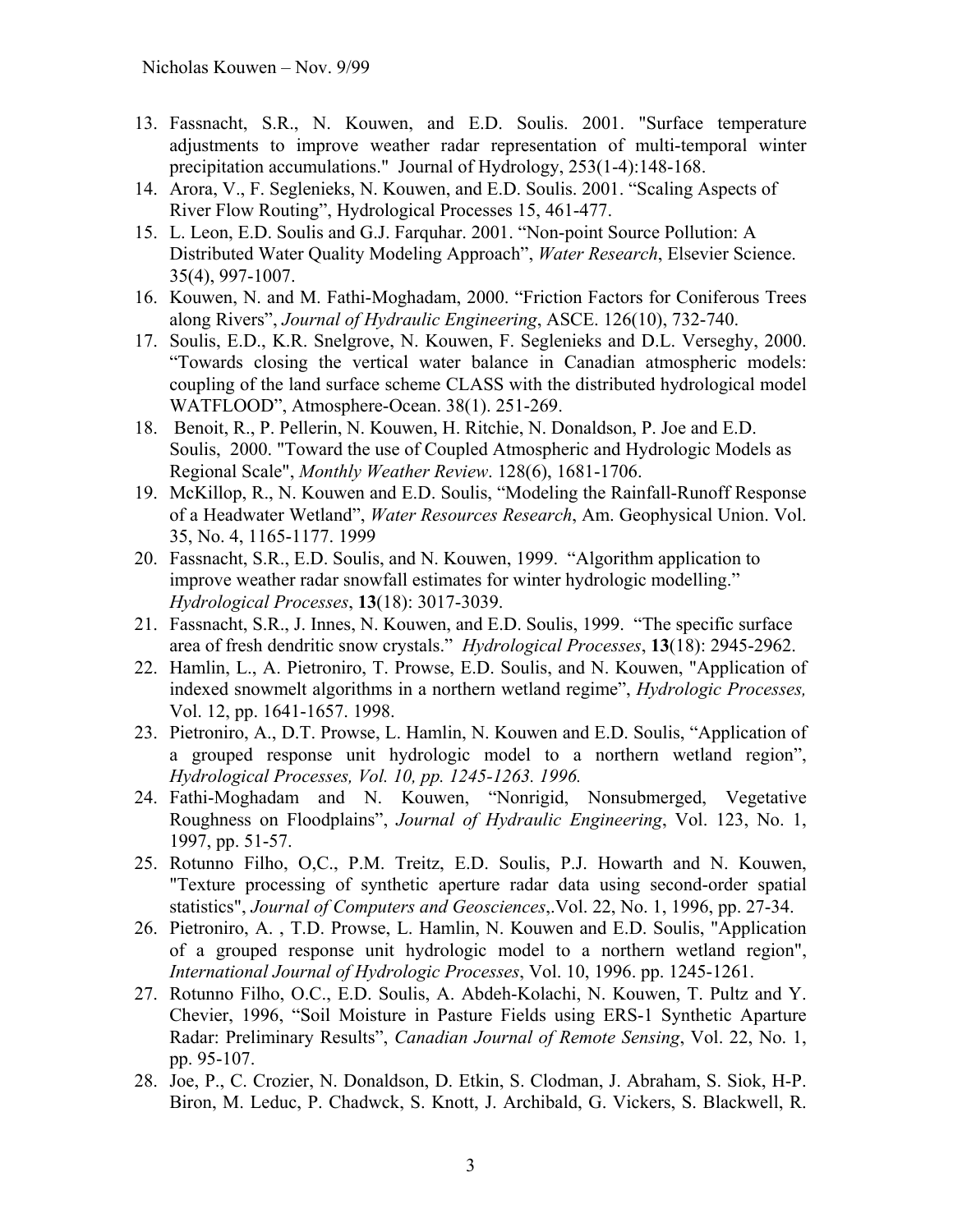13. Fassnacht, S.R., N. Kouwen, and E.D. Soulis. 2001. "Surface temperature adjustments to improve weather radar representation of multi-temporal winter precipitation accumulations." Journal of Hydrology, 253(1-4):148-168.
14. Arora, V., F. Seglenieks, N. Kouwen, and E.D. Soulis. 2001. "Scaling Aspects of River Flow Routing", Hydrological Processes 15, 461-477.
15. L. Leon, E.D. Soulis and G.J. Farquhar. 2001. "Non-point Source Pollution: A Distributed Water Quality Modeling Approach", *Water Research*, Elsevier Science. 35(4), 997-1007.
16. Kouwen, N. and M. Fathi-Moghadam, 2000. "Friction Factors for Coniferous Trees along Rivers", *Journal of Hydraulic Engineering*, ASCE. 126(10), 732-740.
17. Soulis, E.D., K.R. Snelgrove, N. Kouwen, F. Seglenieks and D.L. Verseghy, 2000. "Towards closing the vertical water balance in Canadian atmospheric models: coupling of the land surface scheme CLASS with the distributed hydrological model WATFLOOD", Atmosphere-Ocean. 38(1). 251-269.
18. Benoit, R., P. Pellerin, N. Kouwen, H. Ritchie, N. Donaldson, P. Joe and E.D. Soulis, 2000. "Toward the use of Coupled Atmospheric and Hydrologic Models as Regional Scale", *Monthly Weather Review*. 128(6), 1681-1706.
19. McKillop, R., N. Kouwen and E.D. Soulis, "Modeling the Rainfall-Runoff Response of a Headwater Wetland", *Water Resources Research*, Am. Geophysical Union. Vol. 35, No. 4, 1165-1177. 1999
20. Fassnacht, S.R., E.D. Soulis, and N. Kouwen, 1999. "Algorithm application to improve weather radar snowfall estimates for winter hydrologic modelling." *Hydrological Processes*, **13**(18): 3017-3039.
21. Fassnacht, S.R., J. Innes, N. Kouwen, and E.D. Soulis, 1999. "The specific surface area of fresh dendritic snow crystals." *Hydrological Processes*, **13**(18): 2945-2962.
22. Hamlin, L., A. Pietroniro, T. Prowse, E.D. Soulis, and N. Kouwen, "Application of indexed snowmelt algorithms in a northern wetland regime", *Hydrologic Processes,* Vol. 12, pp. 1641-1657. 1998.
23. Pietroniro, A., D.T. Prowse, L. Hamlin, N. Kouwen and E.D. Soulis, "Application of a grouped response unit hydrologic model to a northern wetland region", *Hydrological Processes, Vol. 10, pp. 1245-1263. 1996.*
24. Fathi-Moghadam and N. Kouwen, "Nonrigid, Nonsubmerged, Vegetative Roughness on Floodplains", *Journal of Hydraulic Engineering*, Vol. 123, No. 1, 1997, pp. 51-57.
25. Rotunno Filho, O,C., P.M. Treitz, E.D. Soulis, P.J. Howarth and N. Kouwen, "Texture processing of synthetic aperture radar data using second-order spatial statistics", *Journal of Computers and Geosciences*,.Vol. 22, No. 1, 1996, pp. 27-34.
26. Pietroniro, A. , T.D. Prowse, L. Hamlin, N. Kouwen and E.D. Soulis, "Application of a grouped response unit hydrologic model to a northern wetland region", *International Journal of Hydrologic Processes*, Vol. 10, 1996. pp. 1245-1261.
27. Rotunno Filho, O.C., E.D. Soulis, A. Abdeh-Kolachi, N. Kouwen, T. Pultz and Y. Chevier, 1996, "Soil Moisture in Pasture Fields using ERS-1 Synthetic Aparture Radar: Preliminary Results", *Canadian Journal of Remote Sensing*, Vol. 22, No. 1, pp. 95-107.
28. Joe, P., C. Crozier, N. Donaldson, D. Etkin, S. Clodman, J. Abraham, S. Siok, H-P. Biron, M. Leduc, P. Chadwck, S. Knott, J. Archibald, G. Vickers, S. Blackwell, R.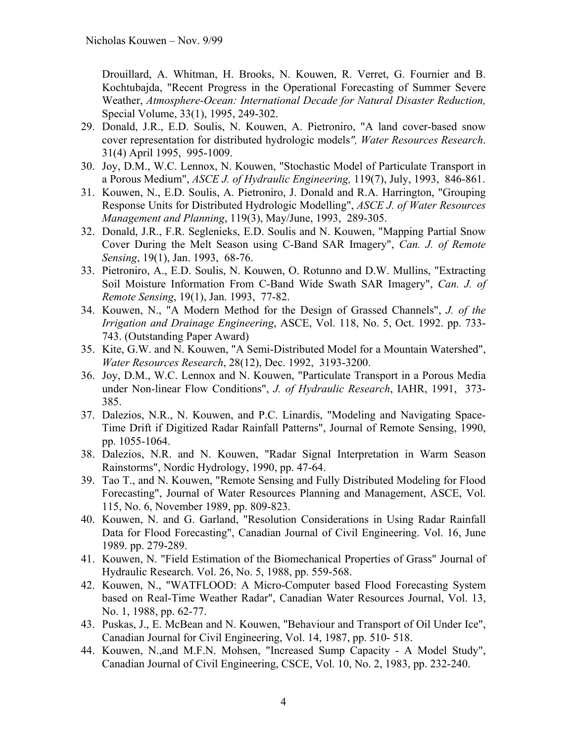Drouillard, A. Whitman, H. Brooks, N. Kouwen, R. Verret, G. Fournier and B. Kochtubajda, "Recent Progress in the Operational Forecasting of Summer Severe Weather, *Atmosphere-Ocean: International Decade for Natural Disaster Reduction,* Special Volume, 33(1), 1995, 249-302.

29. Donald, J.R., E.D. Soulis, N. Kouwen, A. Pietroniro, "A land cover-based snow cover representation for distributed hydrologic models*", Water Resources Research*. 31(4) April 1995, 995-1009.
30. Joy, D.M., W.C. Lennox, N. Kouwen, "Stochastic Model of Particulate Transport in a Porous Medium", *ASCE J. of Hydraulic Engineering,* 119(7), July, 1993, 846-861.
31. Kouwen, N., E.D. Soulis, A. Pietroniro, J. Donald and R.A. Harrington, "Grouping Response Units for Distributed Hydrologic Modelling", *ASCE J. of Water Resources Management and Planning*, 119(3), May/June, 1993, 289-305.
32. Donald, J.R., F.R. Seglenieks, E.D. Soulis and N. Kouwen, "Mapping Partial Snow Cover During the Melt Season using C-Band SAR Imagery", *Can. J. of Remote Sensing*, 19(1), Jan. 1993, 68-76.
33. Pietroniro, A., E.D. Soulis, N. Kouwen, O. Rotunno and D.W. Mullins, "Extracting Soil Moisture Information From C-Band Wide Swath SAR Imagery", *Can. J. of Remote Sensing*, 19(1), Jan. 1993, 77-82.
34. Kouwen, N., "A Modern Method for the Design of Grassed Channels", *J. of the Irrigation and Drainage Engineering*, ASCE, Vol. 118, No. 5, Oct. 1992. pp. 733-743. (Outstanding Paper Award)
35. Kite, G.W. and N. Kouwen, "A Semi-Distributed Model for a Mountain Watershed", *Water Resources Research*, 28(12), Dec. 1992, 3193-3200.
36. Joy, D.M., W.C. Lennox and N. Kouwen, "Particulate Transport in a Porous Media under Non-linear Flow Conditions", *J. of Hydraulic Research*, IAHR, 1991, 373-385.
37. Dalezios, N.R., N. Kouwen, and P.C. Linardis, "Modeling and Navigating Space-Time Drift if Digitized Radar Rainfall Patterns", Journal of Remote Sensing, 1990, pp. 1055-1064.
38. Dalezios, N.R. and N. Kouwen, "Radar Signal Interpretation in Warm Season Rainstorms", Nordic Hydrology, 1990, pp. 47-64.
39. Tao T., and N. Kouwen, "Remote Sensing and Fully Distributed Modeling for Flood Forecasting", Journal of Water Resources Planning and Management, ASCE, Vol. 115, No. 6, November 1989, pp. 809-823.
40. Kouwen, N. and G. Garland, "Resolution Considerations in Using Radar Rainfall Data for Flood Forecasting", Canadian Journal of Civil Engineering. Vol. 16, June 1989. pp. 279-289.
41. Kouwen, N. "Field Estimation of the Biomechanical Properties of Grass" Journal of Hydraulic Research. Vol. 26, No. 5, 1988, pp. 559-568.
42. Kouwen, N., "WATFLOOD: A Micro-Computer based Flood Forecasting System based on Real-Time Weather Radar", Canadian Water Resources Journal, Vol. 13, No. 1, 1988, pp. 62-77.
43. Puskas, J., E. McBean and N. Kouwen, "Behaviour and Transport of Oil Under Ice", Canadian Journal for Civil Engineering, Vol. 14, 1987, pp. 510- 518.
44. Kouwen, N.,and M.F.N. Mohsen, "Increased Sump Capacity - A Model Study", Canadian Journal of Civil Engineering, CSCE, Vol. 10, No. 2, 1983, pp. 232-240.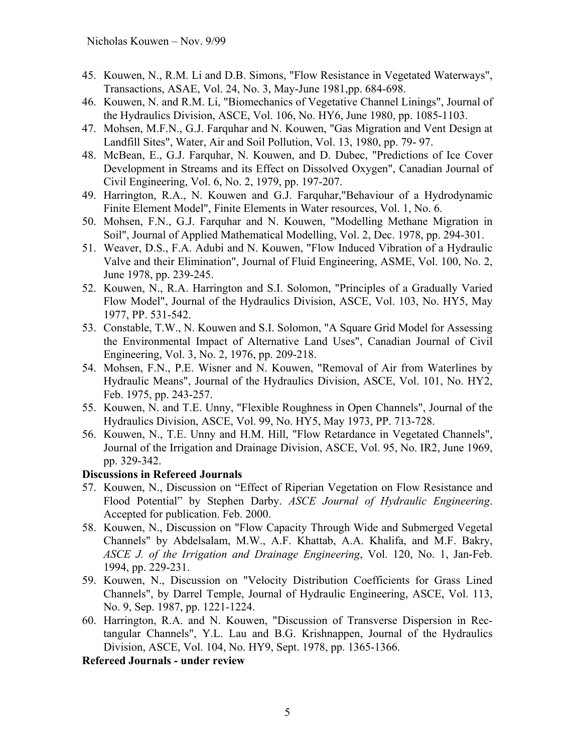45. Kouwen, N., R.M. Li and D.B. Simons, "Flow Resistance in Vegetated Waterways", Transactions, ASAE, Vol. 24, No. 3, May-June 1981,pp. 684-698.
46. Kouwen, N. and R.M. Li, "Biomechanics of Vegetative Channel Linings", Journal of the Hydraulics Division, ASCE, Vol. 106, No. HY6, June 1980, pp. 1085-1103.
47. Mohsen, M.F.N., G.J. Farquhar and N. Kouwen, "Gas Migration and Vent Design at Landfill Sites", Water, Air and Soil Pollution, Vol. 13, 1980, pp. 79- 97.
48. McBean, E., G.J. Farquhar, N. Kouwen, and D. Dubec, "Predictions of Ice Cover Development in Streams and its Effect on Dissolved Oxygen", Canadian Journal of Civil Engineering, Vol. 6, No. 2, 1979, pp. 197-207.
49. Harrington, R.A., N. Kouwen and G.J. Farquhar,"Behaviour of a Hydrodynamic Finite Element Model", Finite Elements in Water resources, Vol. 1, No. 6.
50. Mohsen, F.N., G.J. Farquhar and N. Kouwen, "Modelling Methane Migration in Soil", Journal of Applied Mathematical Modelling, Vol. 2, Dec. 1978, pp. 294-301.
51. Weaver, D.S., F.A. Adubi and N. Kouwen, "Flow Induced Vibration of a Hydraulic Valve and their Elimination", Journal of Fluid Engineering, ASME, Vol. 100, No. 2, June 1978, pp. 239-245.
52. Kouwen, N., R.A. Harrington and S.I. Solomon, "Principles of a Gradually Varied Flow Model", Journal of the Hydraulics Division, ASCE, Vol. 103, No. HY5, May 1977, PP. 531-542.
53. Constable, T.W., N. Kouwen and S.I. Solomon, "A Square Grid Model for Assessing the Environmental Impact of Alternative Land Uses", Canadian Journal of Civil Engineering, Vol. 3, No. 2, 1976, pp. 209-218.
54. Mohsen, F.N., P.E. Wisner and N. Kouwen, "Removal of Air from Waterlines by Hydraulic Means", Journal of the Hydraulics Division, ASCE, Vol. 101, No. HY2, Feb. 1975, pp. 243-257.
55. Kouwen, N. and T.E. Unny, "Flexible Roughness in Open Channels", Journal of the Hydraulics Division, ASCE, Vol. 99, No. HY5, May 1973, PP. 713-728.
56. Kouwen, N., T.E. Unny and H.M. Hill, "Flow Retardance in Vegetated Channels", Journal of the Irrigation and Drainage Division, ASCE, Vol. 95, No. IR2, June 1969, pp. 329-342.

**Discussions in Refereed Journals**

57. Kouwen, N., Discussion on "Effect of Riperian Vegetation on Flow Resistance and Flood Potential" by Stephen Darby. *ASCE Journal of Hydraulic Engineering*. Accepted for publication. Feb. 2000.
58. Kouwen, N., Discussion on "Flow Capacity Through Wide and Submerged Vegetal Channels" by Abdelsalam, M.W., A.F. Khattab, A.A. Khalifa, and M.F. Bakry, *ASCE J. of the Irrigation and Drainage Engineering*, Vol. 120, No. 1, Jan-Feb. 1994, pp. 229-231.
59. Kouwen, N., Discussion on "Velocity Distribution Coefficients for Grass Lined Channels", by Darrel Temple, Journal of Hydraulic Engineering, ASCE, Vol. 113, No. 9, Sep. 1987, pp. 1221-1224.
60. Harrington, R.A. and N. Kouwen, "Discussion of Transverse Dispersion in Rectangular Channels", Y.L. Lau and B.G. Krishnappen, Journal of the Hydraulics Division, ASCE, Vol. 104, No. HY9, Sept. 1978, pp. 1365-1366.

**Refereed Journals - under review**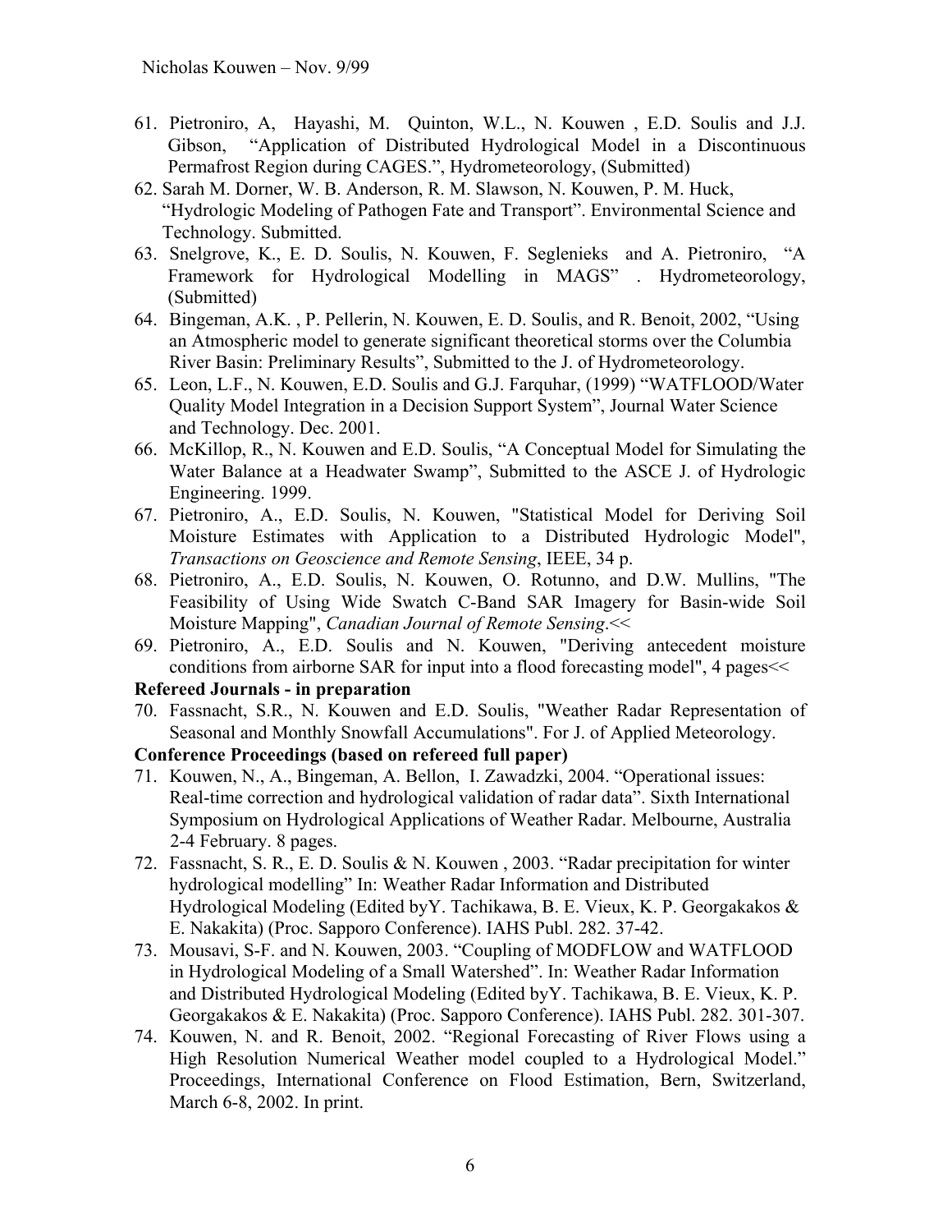61. Pietroniro, A, Hayashi, M. Quinton, W.L., N. Kouwen , E.D. Soulis and J.J. Gibson, "Application of Distributed Hydrological Model in a Discontinuous Permafrost Region during CAGES.", Hydrometeorology, (Submitted)
62. Sarah M. Dorner, W. B. Anderson, R. M. Slawson, N. Kouwen, P. M. Huck, "Hydrologic Modeling of Pathogen Fate and Transport". Environmental Science and Technology. Submitted.
63. Snelgrove, K., E. D. Soulis, N. Kouwen, F. Seglenieks and A. Pietroniro, "A Framework for Hydrological Modelling in MAGS" . Hydrometeorology, (Submitted)
64. Bingeman, A.K. , P. Pellerin, N. Kouwen, E. D. Soulis, and R. Benoit, 2002, "Using an Atmospheric model to generate significant theoretical storms over the Columbia River Basin: Preliminary Results", Submitted to the J. of Hydrometeorology.
65. Leon, L.F., N. Kouwen, E.D. Soulis and G.J. Farquhar, (1999) "WATFLOOD/Water Quality Model Integration in a Decision Support System", Journal Water Science and Technology. Dec. 2001.
66. McKillop, R., N. Kouwen and E.D. Soulis, "A Conceptual Model for Simulating the Water Balance at a Headwater Swamp", Submitted to the ASCE J. of Hydrologic Engineering. 1999.
67. Pietroniro, A., E.D. Soulis, N. Kouwen, "Statistical Model for Deriving Soil Moisture Estimates with Application to a Distributed Hydrologic Model", *Transactions on Geoscience and Remote Sensing*, IEEE, 34 p.
68. Pietroniro, A., E.D. Soulis, N. Kouwen, O. Rotunno, and D.W. Mullins, "The Feasibility of Using Wide Swatch C-Band SAR Imagery for Basin-wide Soil Moisture Mapping", *Canadian Journal of Remote Sensing*.<<
69. Pietroniro, A., E.D. Soulis and N. Kouwen, "Deriving antecedent moisture conditions from airborne SAR for input into a flood forecasting model", 4 pages<<

**Refereed Journals - in preparation**

70. Fassnacht, S.R., N. Kouwen and E.D. Soulis, "Weather Radar Representation of Seasonal and Monthly Snowfall Accumulations". For J. of Applied Meteorology.

**Conference Proceedings (based on refereed full paper)**

71. Kouwen, N., A., Bingeman, A. Bellon, I. Zawadzki, 2004. "Operational issues: Real-time correction and hydrological validation of radar data". Sixth International Symposium on Hydrological Applications of Weather Radar. Melbourne, Australia 2-4 February. 8 pages.
72. Fassnacht, S. R., E. D. Soulis & N. Kouwen , 2003. "Radar precipitation for winter hydrological modelling" In: Weather Radar Information and Distributed Hydrological Modeling (Edited byY. Tachikawa, B. E. Vieux, K. P. Georgakakos & E. Nakakita) (Proc. Sapporo Conference). IAHS Publ. 282. 37-42.
73. Mousavi, S-F. and N. Kouwen, 2003. "Coupling of MODFLOW and WATFLOOD in Hydrological Modeling of a Small Watershed". In: Weather Radar Information and Distributed Hydrological Modeling (Edited byY. Tachikawa, B. E. Vieux, K. P. Georgakakos & E. Nakakita) (Proc. Sapporo Conference). IAHS Publ. 282. 301-307.
74. Kouwen, N. and R. Benoit, 2002. "Regional Forecasting of River Flows using a High Resolution Numerical Weather model coupled to a Hydrological Model." Proceedings, International Conference on Flood Estimation, Bern, Switzerland, March 6-8, 2002. In print.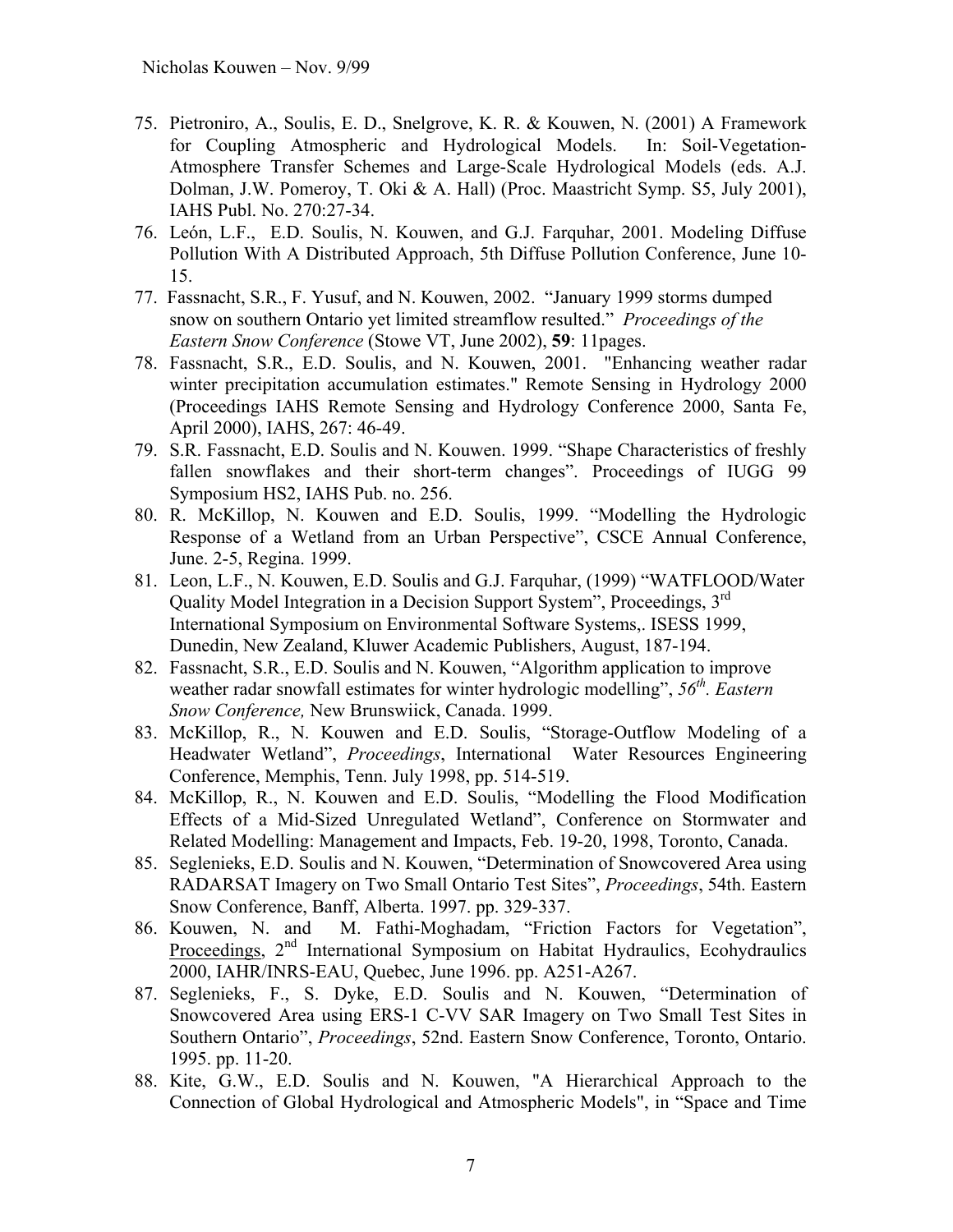75. Pietroniro, A., Soulis, E. D., Snelgrove, K. R. & Kouwen, N. (2001) A Framework for Coupling Atmospheric and Hydrological Models. In: Soil-Vegetation-Atmosphere Transfer Schemes and Large-Scale Hydrological Models (eds. A.J. Dolman, J.W. Pomeroy, T. Oki & A. Hall) (Proc. Maastricht Symp. S5, July 2001), IAHS Publ. No. 270:27-34.
76. León, L.F., E.D. Soulis, N. Kouwen, and G.J. Farquhar, 2001. Modeling Diffuse Pollution With A Distributed Approach, 5th Diffuse Pollution Conference, June 10-15.
77. Fassnacht, S.R., F. Yusuf, and N. Kouwen, 2002. "January 1999 storms dumped snow on southern Ontario yet limited streamflow resulted." *Proceedings of the Eastern Snow Conference* (Stowe VT, June 2002), **59**: 11pages.
78. Fassnacht, S.R., E.D. Soulis, and N. Kouwen, 2001. "Enhancing weather radar winter precipitation accumulation estimates." Remote Sensing in Hydrology 2000 (Proceedings IAHS Remote Sensing and Hydrology Conference 2000, Santa Fe, April 2000), IAHS, 267: 46-49.
79. S.R. Fassnacht, E.D. Soulis and N. Kouwen. 1999. "Shape Characteristics of freshly fallen snowflakes and their short-term changes". Proceedings of IUGG 99 Symposium HS2, IAHS Pub. no. 256.
80. R. McKillop, N. Kouwen and E.D. Soulis, 1999. "Modelling the Hydrologic Response of a Wetland from an Urban Perspective", CSCE Annual Conference, June. 2-5, Regina. 1999.
81. Leon, L.F., N. Kouwen, E.D. Soulis and G.J. Farquhar, (1999) "WATFLOOD/Water Quality Model Integration in a Decision Support System", Proceedings, 3rd International Symposium on Environmental Software Systems,. ISESS 1999, Dunedin, New Zealand, Kluwer Academic Publishers, August, 187-194.
82. Fassnacht, S.R., E.D. Soulis and N. Kouwen, "Algorithm application to improve weather radar snowfall estimates for winter hydrologic modelling", *56th. Eastern Snow Conference,* New Brunswiick, Canada. 1999.
83. McKillop, R., N. Kouwen and E.D. Soulis, "Storage-Outflow Modeling of a Headwater Wetland", *Proceedings*, International Water Resources Engineering Conference, Memphis, Tenn. July 1998, pp. 514-519.
84. McKillop, R., N. Kouwen and E.D. Soulis, "Modelling the Flood Modification Effects of a Mid-Sized Unregulated Wetland", Conference on Stormwater and Related Modelling: Management and Impacts, Feb. 19-20, 1998, Toronto, Canada.
85. Seglenieks, E.D. Soulis and N. Kouwen, "Determination of Snowcovered Area using RADARSAT Imagery on Two Small Ontario Test Sites", *Proceedings*, 54th. Eastern Snow Conference, Banff, Alberta. 1997. pp. 329-337.
86. Kouwen, N. and M. Fathi-Moghadam, "Friction Factors for Vegetation", Proceedings, 2nd International Symposium on Habitat Hydraulics, Ecohydraulics 2000, IAHR/INRS-EAU, Quebec, June 1996. pp. A251-A267.
87. Seglenieks, F., S. Dyke, E.D. Soulis and N. Kouwen, "Determination of Snowcovered Area using ERS-1 C-VV SAR Imagery on Two Small Test Sites in Southern Ontario", *Proceedings*, 52nd. Eastern Snow Conference, Toronto, Ontario. 1995. pp. 11-20.
88. Kite, G.W., E.D. Soulis and N. Kouwen, "A Hierarchical Approach to the Connection of Global Hydrological and Atmospheric Models", in "Space and Time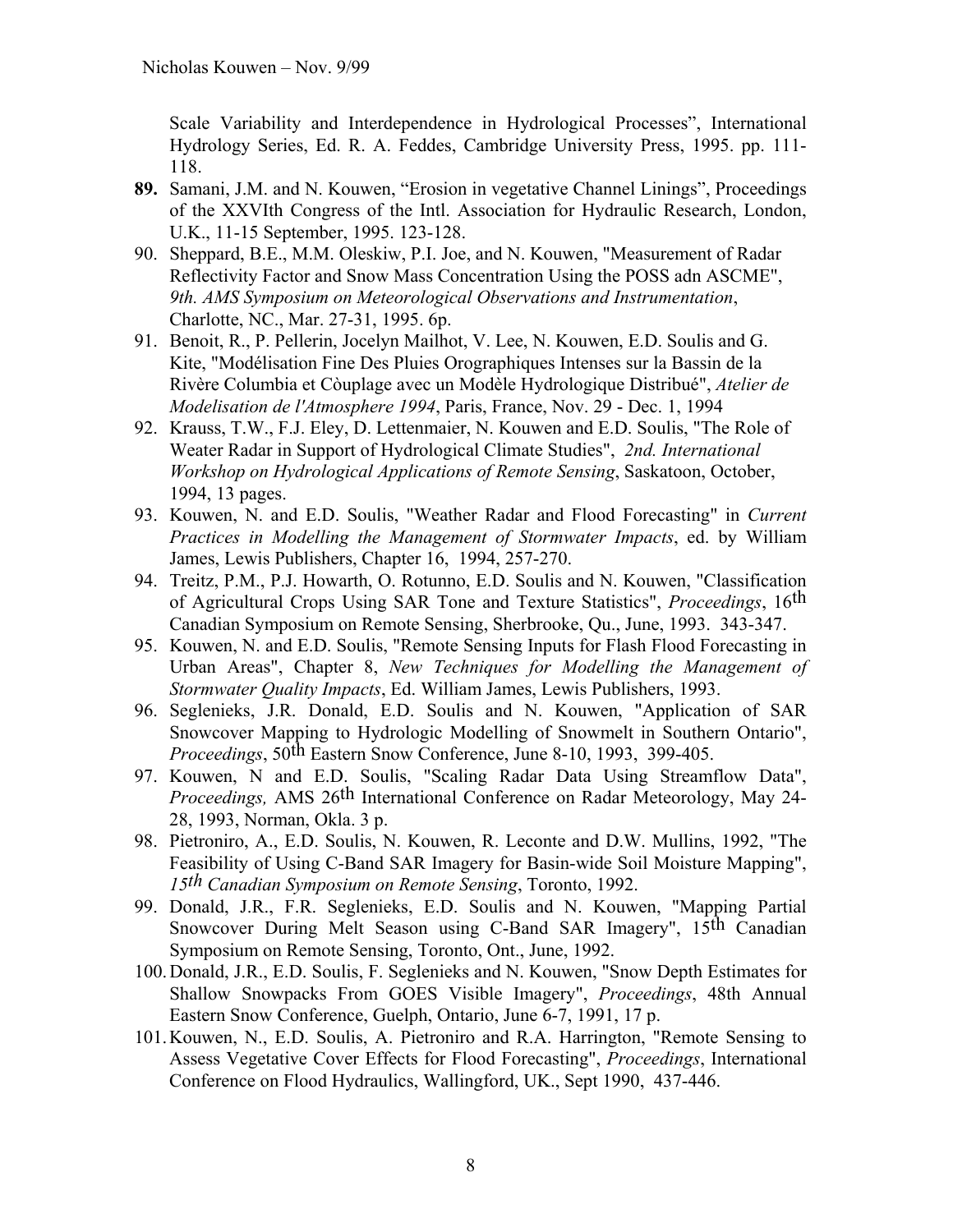Scale Variability and Interdependence in Hydrological Processes", International Hydrology Series, Ed. R. A. Feddes, Cambridge University Press, 1995. pp. 111-118.

**89.** Samani, J.M. and N. Kouwen, "Erosion in vegetative Channel Linings", Proceedings of the XXVIth Congress of the Intl. Association for Hydraulic Research, London, U.K., 11-15 September, 1995. 123-128.

90. Sheppard, B.E., M.M. Oleskiw, P.I. Joe, and N. Kouwen, "Measurement of Radar Reflectivity Factor and Snow Mass Concentration Using the POSS adn ASCME", *9th. AMS Symposium on Meteorological Observations and Instrumentation*, Charlotte, NC., Mar. 27-31, 1995. 6p.

91. Benoit, R., P. Pellerin, Jocelyn Mailhot, V. Lee, N. Kouwen, E.D. Soulis and G. Kite, "Modélisation Fine Des Pluies Orographiques Intenses sur la Bassin de la Rivère Columbia et Còuplage avec un Modèle Hydrologique Distribué", *Atelier de Modelisation de l'Atmosphere 1994*, Paris, France, Nov. 29 - Dec. 1, 1994

92. Krauss, T.W., F.J. Eley, D. Lettenmaier, N. Kouwen and E.D. Soulis, "The Role of Weater Radar in Support of Hydrological Climate Studies", *2nd. International Workshop on Hydrological Applications of Remote Sensing*, Saskatoon, October, 1994, 13 pages.

93. Kouwen, N. and E.D. Soulis, "Weather Radar and Flood Forecasting" in *Current Practices in Modelling the Management of Stormwater Impacts*, ed. by William James, Lewis Publishers, Chapter 16, 1994, 257-270.

94. Treitz, P.M., P.J. Howarth, O. Rotunno, E.D. Soulis and N. Kouwen, "Classification of Agricultural Crops Using SAR Tone and Texture Statistics", *Proceedings*, 16th Canadian Symposium on Remote Sensing, Sherbrooke, Qu., June, 1993. 343-347.

95. Kouwen, N. and E.D. Soulis, "Remote Sensing Inputs for Flash Flood Forecasting in Urban Areas", Chapter 8, *New Techniques for Modelling the Management of Stormwater Quality Impacts*, Ed. William James, Lewis Publishers, 1993.

96. Seglenieks, J.R. Donald, E.D. Soulis and N. Kouwen, "Application of SAR Snowcover Mapping to Hydrologic Modelling of Snowmelt in Southern Ontario", *Proceedings*, 50th Eastern Snow Conference, June 8-10, 1993, 399-405.

97. Kouwen, N and E.D. Soulis, "Scaling Radar Data Using Streamflow Data", *Proceedings,* AMS 26th International Conference on Radar Meteorology, May 24-28, 1993, Norman, Okla. 3 p.

98. Pietroniro, A., E.D. Soulis, N. Kouwen, R. Leconte and D.W. Mullins, 1992, "The Feasibility of Using C-Band SAR Imagery for Basin-wide Soil Moisture Mapping", *15th Canadian Symposium on Remote Sensing*, Toronto, 1992.

99. Donald, J.R., F.R. Seglenieks, E.D. Soulis and N. Kouwen, "Mapping Partial Snowcover During Melt Season using C-Band SAR Imagery", 15th Canadian Symposium on Remote Sensing, Toronto, Ont., June, 1992.

100. Donald, J.R., E.D. Soulis, F. Seglenieks and N. Kouwen, "Snow Depth Estimates for Shallow Snowpacks From GOES Visible Imagery", *Proceedings*, 48th Annual Eastern Snow Conference, Guelph, Ontario, June 6-7, 1991, 17 p.

101. Kouwen, N., E.D. Soulis, A. Pietroniro and R.A. Harrington, "Remote Sensing to Assess Vegetative Cover Effects for Flood Forecasting", *Proceedings*, International Conference on Flood Hydraulics, Wallingford, UK., Sept 1990, 437-446.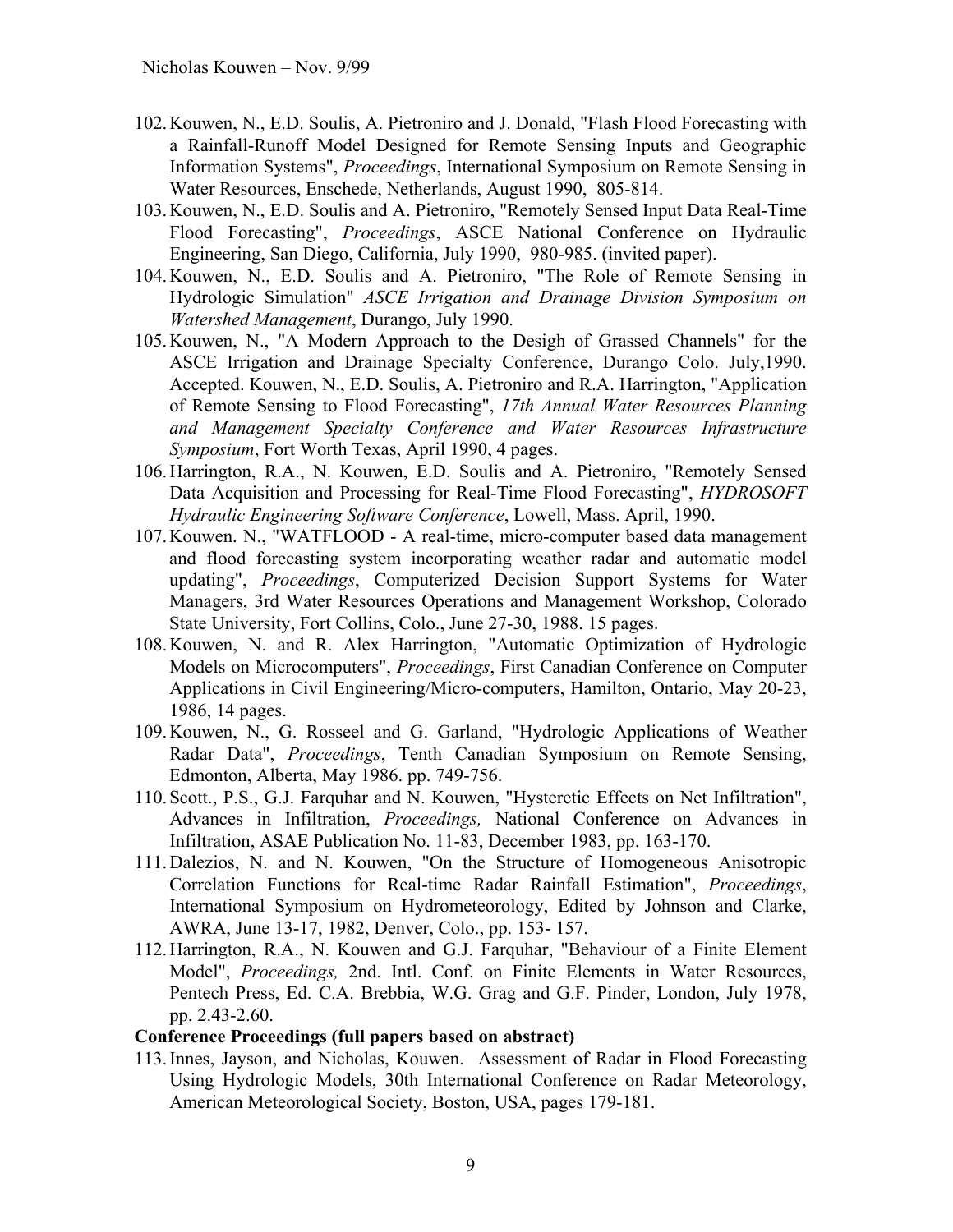102. Kouwen, N., E.D. Soulis, A. Pietroniro and J. Donald, "Flash Flood Forecasting with a Rainfall-Runoff Model Designed for Remote Sensing Inputs and Geographic Information Systems", *Proceedings*, International Symposium on Remote Sensing in Water Resources, Enschede, Netherlands, August 1990, 805-814.
103. Kouwen, N., E.D. Soulis and A. Pietroniro, "Remotely Sensed Input Data Real-Time Flood Forecasting", *Proceedings*, ASCE National Conference on Hydraulic Engineering, San Diego, California, July 1990, 980-985. (invited paper).
104. Kouwen, N., E.D. Soulis and A. Pietroniro, "The Role of Remote Sensing in Hydrologic Simulation" *ASCE Irrigation and Drainage Division Symposium on Watershed Management*, Durango, July 1990.
105. Kouwen, N., "A Modern Approach to the Desigh of Grassed Channels" for the ASCE Irrigation and Drainage Specialty Conference, Durango Colo. July,1990. Accepted. Kouwen, N., E.D. Soulis, A. Pietroniro and R.A. Harrington, "Application of Remote Sensing to Flood Forecasting", *17th Annual Water Resources Planning and Management Specialty Conference and Water Resources Infrastructure Symposium*, Fort Worth Texas, April 1990, 4 pages.
106. Harrington, R.A., N. Kouwen, E.D. Soulis and A. Pietroniro, "Remotely Sensed Data Acquisition and Processing for Real-Time Flood Forecasting", *HYDROSOFT Hydraulic Engineering Software Conference*, Lowell, Mass. April, 1990.
107. Kouwen. N., "WATFLOOD - A real-time, micro-computer based data management and flood forecasting system incorporating weather radar and automatic model updating", *Proceedings*, Computerized Decision Support Systems for Water Managers, 3rd Water Resources Operations and Management Workshop, Colorado State University, Fort Collins, Colo., June 27-30, 1988. 15 pages.
108. Kouwen, N. and R. Alex Harrington, "Automatic Optimization of Hydrologic Models on Microcomputers", *Proceedings*, First Canadian Conference on Computer Applications in Civil Engineering/Micro-computers, Hamilton, Ontario, May 20-23, 1986, 14 pages.
109. Kouwen, N., G. Rosseel and G. Garland, "Hydrologic Applications of Weather Radar Data", *Proceedings*, Tenth Canadian Symposium on Remote Sensing, Edmonton, Alberta, May 1986. pp. 749-756.
110. Scott., P.S., G.J. Farquhar and N. Kouwen, "Hysteretic Effects on Net Infiltration", Advances in Infiltration, *Proceedings,* National Conference on Advances in Infiltration, ASAE Publication No. 11-83, December 1983, pp. 163-170.
111. Dalezios, N. and N. Kouwen, "On the Structure of Homogeneous Anisotropic Correlation Functions for Real-time Radar Rainfall Estimation", *Proceedings*, International Symposium on Hydrometeorology, Edited by Johnson and Clarke, AWRA, June 13-17, 1982, Denver, Colo., pp. 153- 157.
112. Harrington, R.A., N. Kouwen and G.J. Farquhar, "Behaviour of a Finite Element Model", *Proceedings,* 2nd. Intl. Conf. on Finite Elements in Water Resources, Pentech Press, Ed. C.A. Brebbia, W.G. Grag and G.F. Pinder, London, July 1978, pp. 2.43-2.60.

**Conference Proceedings (full papers based on abstract)**

113. Innes, Jayson, and Nicholas, Kouwen. Assessment of Radar in Flood Forecasting Using Hydrologic Models, 30th International Conference on Radar Meteorology, American Meteorological Society, Boston, USA, pages 179-181.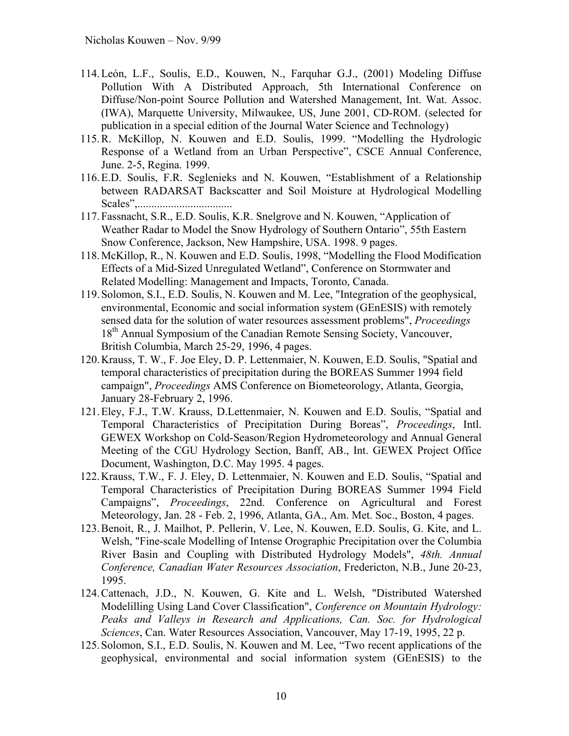114. León, L.F., Soulis, E.D., Kouwen, N., Farquhar G.J., (2001) Modeling Diffuse Pollution With A Distributed Approach, 5th International Conference on Diffuse/Non-point Source Pollution and Watershed Management, Int. Wat. Assoc. (IWA), Marquette University, Milwaukee, US, June 2001, CD-ROM. (selected for publication in a special edition of the Journal Water Science and Technology)
115. R. McKillop, N. Kouwen and E.D. Soulis, 1999. "Modelling the Hydrologic Response of a Wetland from an Urban Perspective", CSCE Annual Conference, June. 2-5, Regina. 1999.
116. E.D. Soulis, F.R. Seglenieks and N. Kouwen, "Establishment of a Relationship between RADARSAT Backscatter and Soil Moisture at Hydrological Modelling Scales",..................................
117. Fassnacht, S.R., E.D. Soulis, K.R. Snelgrove and N. Kouwen, "Application of Weather Radar to Model the Snow Hydrology of Southern Ontario", 55th Eastern Snow Conference, Jackson, New Hampshire, USA. 1998. 9 pages.
118. McKillop, R., N. Kouwen and E.D. Soulis, 1998, "Modelling the Flood Modification Effects of a Mid-Sized Unregulated Wetland", Conference on Stormwater and Related Modelling: Management and Impacts, Toronto, Canada.
119. Solomon, S.I., E.D. Soulis, N. Kouwen and M. Lee, "Integration of the geophysical, environmental, Economic and social information system (GEnESIS) with remotely sensed data for the solution of water resources assessment problems", *Proceedings* 18th Annual Symposium of the Canadian Remote Sensing Society, Vancouver, British Columbia, March 25-29, 1996, 4 pages.
120. Krauss, T. W., F. Joe Eley, D. P. Lettenmaier, N. Kouwen, E.D. Soulis, "Spatial and temporal characteristics of precipitation during the BOREAS Summer 1994 field campaign", *Proceedings* AMS Conference on Biometeorology, Atlanta, Georgia, January 28-February 2, 1996.
121. Eley, F.J., T.W. Krauss, D.Lettenmaier, N. Kouwen and E.D. Soulis, "Spatial and Temporal Characteristics of Precipitation During Boreas", *Proceedings*, Intl. GEWEX Workshop on Cold-Season/Region Hydrometeorology and Annual General Meeting of the CGU Hydrology Section, Banff, AB., Int. GEWEX Project Office Document, Washington, D.C. May 1995. 4 pages.
122. Krauss, T.W., F. J. Eley, D. Lettenmaier, N. Kouwen and E.D. Soulis, "Spatial and Temporal Characteristics of Precipitation During BOREAS Summer 1994 Field Campaigns", *Proceedings*, 22nd. Conference on Agricultural and Forest Meteorology, Jan. 28 - Feb. 2, 1996, Atlanta, GA., Am. Met. Soc., Boston, 4 pages.
123. Benoit, R., J. Mailhot, P. Pellerin, V. Lee, N. Kouwen, E.D. Soulis, G. Kite, and L. Welsh, "Fine-scale Modelling of Intense Orographic Precipitation over the Columbia River Basin and Coupling with Distributed Hydrology Models", *48th. Annual Conference, Canadian Water Resources Association*, Fredericton, N.B., June 20-23, 1995.
124. Cattenach, J.D., N. Kouwen, G. Kite and L. Welsh, "Distributed Watershed Modelilling Using Land Cover Classification", *Conference on Mountain Hydrology: Peaks and Valleys in Research and Applications, Can. Soc. for Hydrological Sciences*, Can. Water Resources Association, Vancouver, May 17-19, 1995, 22 p.
125. Solomon, S.I., E.D. Soulis, N. Kouwen and M. Lee, "Two recent applications of the geophysical, environmental and social information system (GEnESIS) to the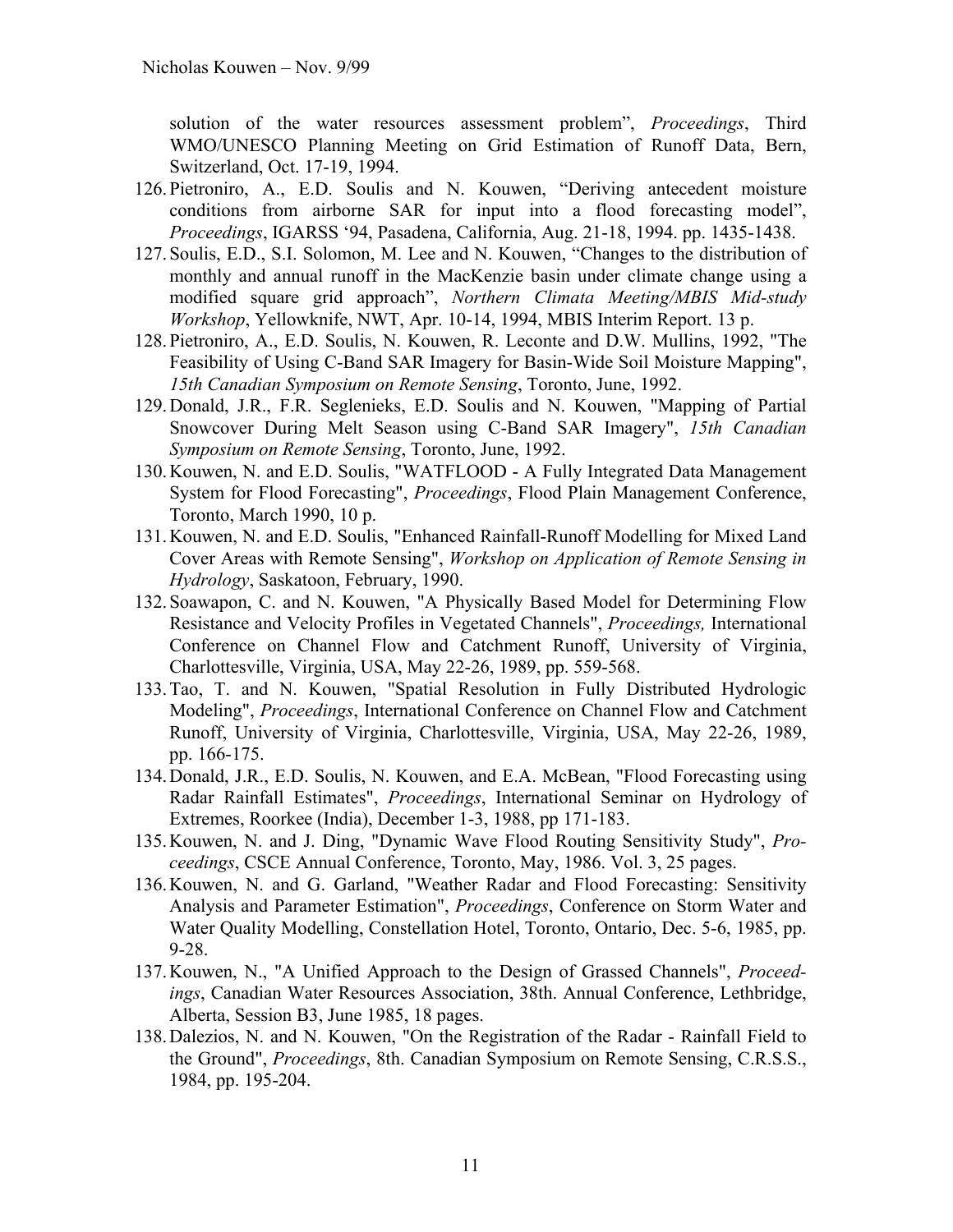solution of the water resources assessment problem", *Proceedings*, Third WMO/UNESCO Planning Meeting on Grid Estimation of Runoff Data, Bern, Switzerland, Oct. 17-19, 1994.

126. Pietroniro, A., E.D. Soulis and N. Kouwen, "Deriving antecedent moisture conditions from airborne SAR for input into a flood forecasting model", *Proceedings*, IGARSS '94, Pasadena, California, Aug. 21-18, 1994. pp. 1435-1438.
127. Soulis, E.D., S.I. Solomon, M. Lee and N. Kouwen, "Changes to the distribution of monthly and annual runoff in the MacKenzie basin under climate change using a modified square grid approach", *Northern Climata Meeting/MBIS Mid-study Workshop*, Yellowknife, NWT, Apr. 10-14, 1994, MBIS Interim Report. 13 p.
128. Pietroniro, A., E.D. Soulis, N. Kouwen, R. Leconte and D.W. Mullins, 1992, "The Feasibility of Using C-Band SAR Imagery for Basin-Wide Soil Moisture Mapping", *15th Canadian Symposium on Remote Sensing*, Toronto, June, 1992.
129. Donald, J.R., F.R. Seglenieks, E.D. Soulis and N. Kouwen, "Mapping of Partial Snowcover During Melt Season using C-Band SAR Imagery", *15th Canadian Symposium on Remote Sensing*, Toronto, June, 1992.
130. Kouwen, N. and E.D. Soulis, "WATFLOOD - A Fully Integrated Data Management System for Flood Forecasting", *Proceedings*, Flood Plain Management Conference, Toronto, March 1990, 10 p.
131. Kouwen, N. and E.D. Soulis, "Enhanced Rainfall-Runoff Modelling for Mixed Land Cover Areas with Remote Sensing", *Workshop on Application of Remote Sensing in Hydrology*, Saskatoon, February, 1990.
132. Soawapon, C. and N. Kouwen, "A Physically Based Model for Determining Flow Resistance and Velocity Profiles in Vegetated Channels", *Proceedings,* International Conference on Channel Flow and Catchment Runoff, University of Virginia, Charlottesville, Virginia, USA, May 22-26, 1989, pp. 559-568.
133. Tao, T. and N. Kouwen, "Spatial Resolution in Fully Distributed Hydrologic Modeling", *Proceedings*, International Conference on Channel Flow and Catchment Runoff, University of Virginia, Charlottesville, Virginia, USA, May 22-26, 1989, pp. 166-175.
134. Donald, J.R., E.D. Soulis, N. Kouwen, and E.A. McBean, "Flood Forecasting using Radar Rainfall Estimates", *Proceedings*, International Seminar on Hydrology of Extremes, Roorkee (India), December 1-3, 1988, pp 171-183.
135. Kouwen, N. and J. Ding, "Dynamic Wave Flood Routing Sensitivity Study", *Proceedings*, CSCE Annual Conference, Toronto, May, 1986. Vol. 3, 25 pages.
136. Kouwen, N. and G. Garland, "Weather Radar and Flood Forecasting: Sensitivity Analysis and Parameter Estimation", *Proceedings*, Conference on Storm Water and Water Quality Modelling, Constellation Hotel, Toronto, Ontario, Dec. 5-6, 1985, pp. 9-28.
137. Kouwen, N., "A Unified Approach to the Design of Grassed Channels", *Proceedings*, Canadian Water Resources Association, 38th. Annual Conference, Lethbridge, Alberta, Session B3, June 1985, 18 pages.
138. Dalezios, N. and N. Kouwen, "On the Registration of the Radar - Rainfall Field to the Ground", *Proceedings*, 8th. Canadian Symposium on Remote Sensing, C.R.S.S., 1984, pp. 195-204.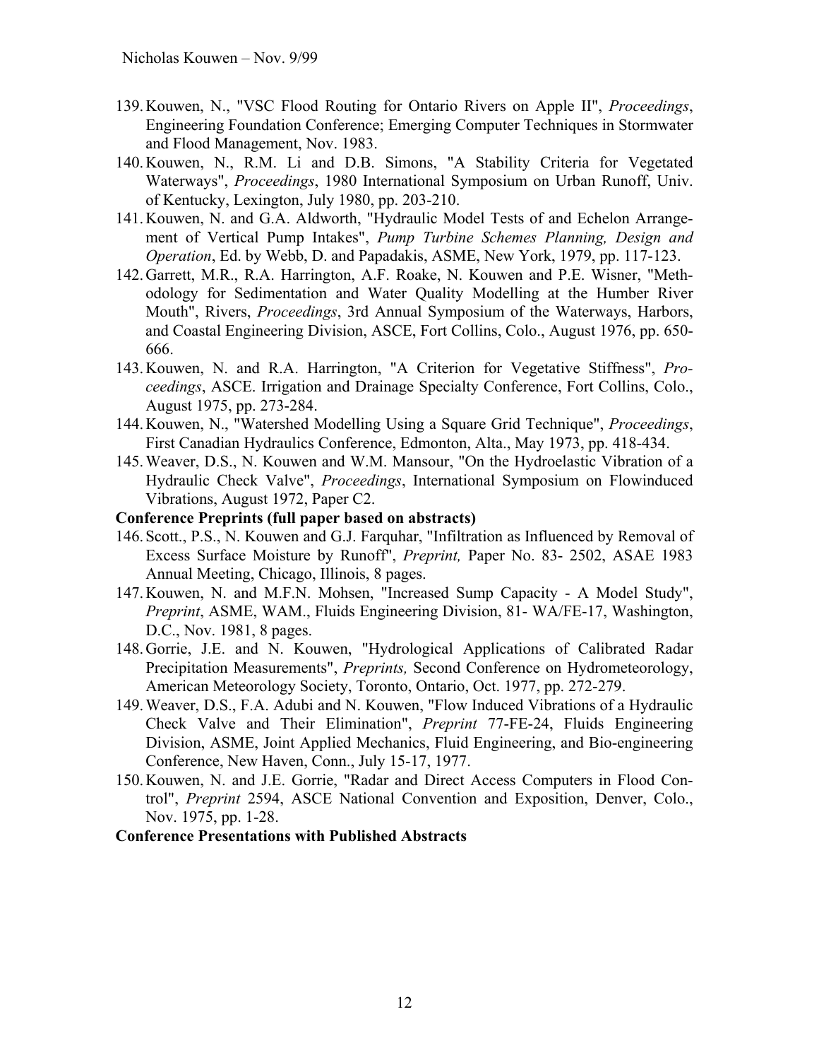139. Kouwen, N., "VSC Flood Routing for Ontario Rivers on Apple II", *Proceedings*, Engineering Foundation Conference; Emerging Computer Techniques in Stormwater and Flood Management, Nov. 1983.
140. Kouwen, N., R.M. Li and D.B. Simons, "A Stability Criteria for Vegetated Waterways", *Proceedings*, 1980 International Symposium on Urban Runoff, Univ. of Kentucky, Lexington, July 1980, pp. 203-210.
141. Kouwen, N. and G.A. Aldworth, "Hydraulic Model Tests of and Echelon Arrangement of Vertical Pump Intakes", *Pump Turbine Schemes Planning, Design and Operation*, Ed. by Webb, D. and Papadakis, ASME, New York, 1979, pp. 117-123.
142. Garrett, M.R., R.A. Harrington, A.F. Roake, N. Kouwen and P.E. Wisner, "Methodology for Sedimentation and Water Quality Modelling at the Humber River Mouth", Rivers, *Proceedings*, 3rd Annual Symposium of the Waterways, Harbors, and Coastal Engineering Division, ASCE, Fort Collins, Colo., August 1976, pp. 650-666.
143. Kouwen, N. and R.A. Harrington, "A Criterion for Vegetative Stiffness", *Proceedings*, ASCE. Irrigation and Drainage Specialty Conference, Fort Collins, Colo., August 1975, pp. 273-284.
144. Kouwen, N., "Watershed Modelling Using a Square Grid Technique", *Proceedings*, First Canadian Hydraulics Conference, Edmonton, Alta., May 1973, pp. 418-434.
145. Weaver, D.S., N. Kouwen and W.M. Mansour, "On the Hydroelastic Vibration of a Hydraulic Check Valve", *Proceedings*, International Symposium on Flowinduced Vibrations, August 1972, Paper C2.

**Conference Preprints (full paper based on abstracts)**

146. Scott., P.S., N. Kouwen and G.J. Farquhar, "Infiltration as Influenced by Removal of Excess Surface Moisture by Runoff", *Preprint,* Paper No. 83- 2502, ASAE 1983 Annual Meeting, Chicago, Illinois, 8 pages.
147. Kouwen, N. and M.F.N. Mohsen, "Increased Sump Capacity - A Model Study", *Preprint*, ASME, WAM., Fluids Engineering Division, 81- WA/FE-17, Washington, D.C., Nov. 1981, 8 pages.
148. Gorrie, J.E. and N. Kouwen, "Hydrological Applications of Calibrated Radar Precipitation Measurements", *Preprints,* Second Conference on Hydrometeorology, American Meteorology Society, Toronto, Ontario, Oct. 1977, pp. 272-279.
149. Weaver, D.S., F.A. Adubi and N. Kouwen, "Flow Induced Vibrations of a Hydraulic Check Valve and Their Elimination", *Preprint* 77-FE-24, Fluids Engineering Division, ASME, Joint Applied Mechanics, Fluid Engineering, and Bio-engineering Conference, New Haven, Conn., July 15-17, 1977.
150. Kouwen, N. and J.E. Gorrie, "Radar and Direct Access Computers in Flood Control", *Preprint* 2594, ASCE National Convention and Exposition, Denver, Colo., Nov. 1975, pp. 1-28.

**Conference Presentations with Published Abstracts**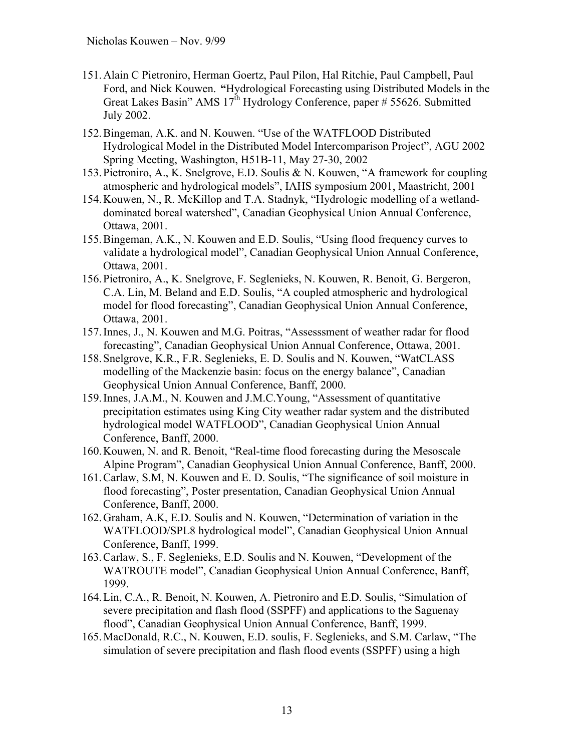151. Alain C Pietroniro, Herman Goertz, Paul Pilon, Hal Ritchie, Paul Campbell, Paul Ford, and Nick Kouwen. **"**Hydrological Forecasting using Distributed Models in the Great Lakes Basin" AMS 17$^{th}$ Hydrology Conference, paper # 55626. Submitted July 2002.
152. Bingeman, A.K. and N. Kouwen. "Use of the WATFLOOD Distributed Hydrological Model in the Distributed Model Intercomparison Project", AGU 2002 Spring Meeting, Washington, H51B-11, May 27-30, 2002
153. Pietroniro, A., K. Snelgrove, E.D. Soulis & N. Kouwen, "A framework for coupling atmospheric and hydrological models", IAHS symposium 2001, Maastricht, 2001
154. Kouwen, N., R. McKillop and T.A. Stadnyk, "Hydrologic modelling of a wetland-dominated boreal watershed", Canadian Geophysical Union Annual Conference, Ottawa, 2001.
155. Bingeman, A.K., N. Kouwen and E.D. Soulis, "Using flood frequency curves to validate a hydrological model", Canadian Geophysical Union Annual Conference, Ottawa, 2001.
156. Pietroniro, A., K. Snelgrove, F. Seglenieks, N. Kouwen, R. Benoit, G. Bergeron, C.A. Lin, M. Beland and E.D. Soulis, "A coupled atmospheric and hydrological model for flood forecasting", Canadian Geophysical Union Annual Conference, Ottawa, 2001.
157. Innes, J., N. Kouwen and M.G. Poitras, "Assesssment of weather radar for flood forecasting", Canadian Geophysical Union Annual Conference, Ottawa, 2001.
158. Snelgrove, K.R., F.R. Seglenieks, E. D. Soulis and N. Kouwen, "WatCLASS modelling of the Mackenzie basin: focus on the energy balance", Canadian Geophysical Union Annual Conference, Banff, 2000.
159. Innes, J.A.M., N. Kouwen and J.M.C.Young, "Assessment of quantitative precipitation estimates using King City weather radar system and the distributed hydrological model WATFLOOD", Canadian Geophysical Union Annual Conference, Banff, 2000.
160. Kouwen, N. and R. Benoit, "Real-time flood forecasting during the Mesoscale Alpine Program", Canadian Geophysical Union Annual Conference, Banff, 2000.
161. Carlaw, S.M, N. Kouwen and E. D. Soulis, "The significance of soil moisture in flood forecasting", Poster presentation, Canadian Geophysical Union Annual Conference, Banff, 2000.
162. Graham, A.K, E.D. Soulis and N. Kouwen, "Determination of variation in the WATFLOOD/SPL8 hydrological model", Canadian Geophysical Union Annual Conference, Banff, 1999.
163. Carlaw, S., F. Seglenieks, E.D. Soulis and N. Kouwen, "Development of the WATROUTE model", Canadian Geophysical Union Annual Conference, Banff, 1999.
164. Lin, C.A., R. Benoit, N. Kouwen, A. Pietroniro and E.D. Soulis, "Simulation of severe precipitation and flash flood (SSPFF) and applications to the Saguenay flood", Canadian Geophysical Union Annual Conference, Banff, 1999.
165. MacDonald, R.C., N. Kouwen, E.D. soulis, F. Seglenieks, and S.M. Carlaw, "The simulation of severe precipitation and flash flood events (SSPFF) using a high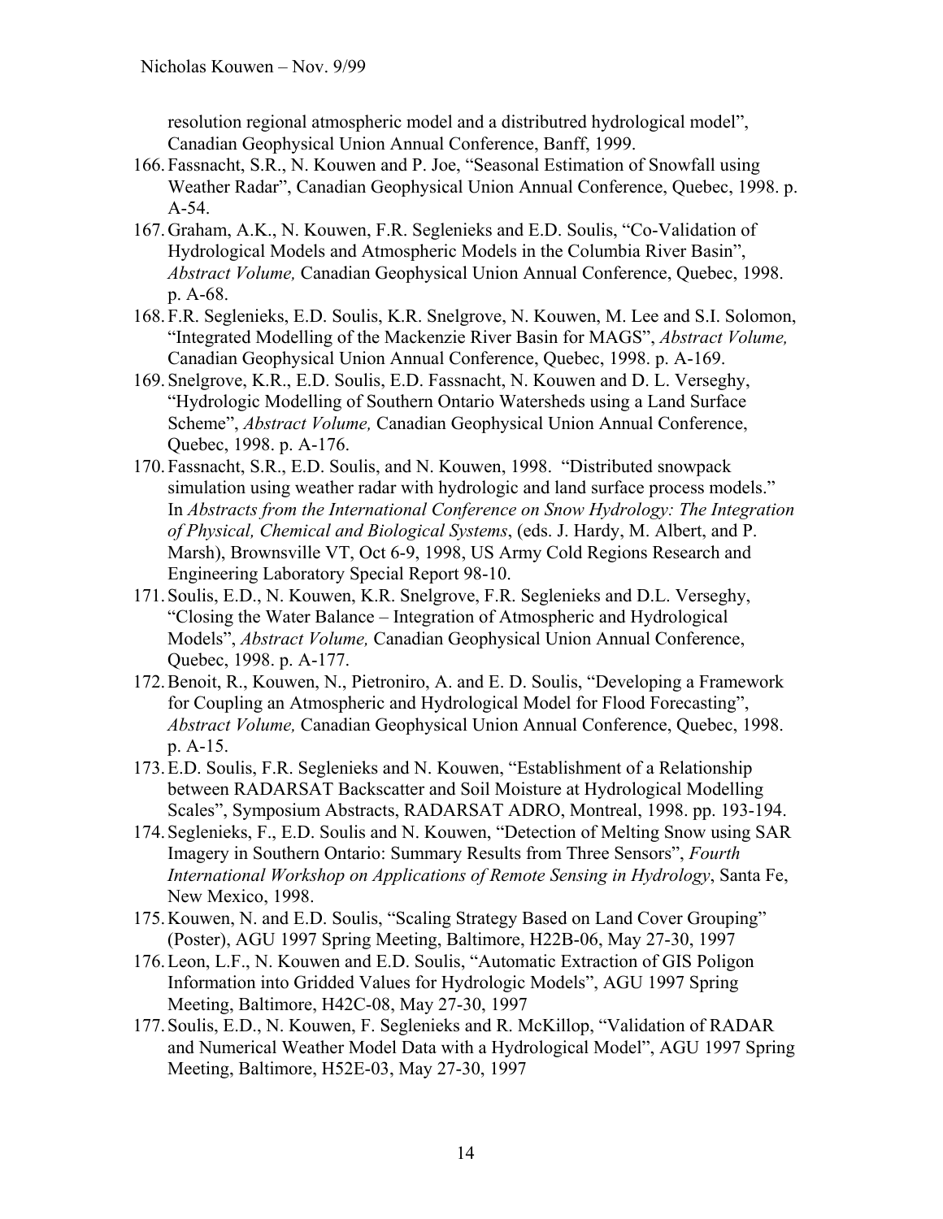resolution regional atmospheric model and a distributred hydrological model", Canadian Geophysical Union Annual Conference, Banff, 1999.

166. Fassnacht, S.R., N. Kouwen and P. Joe, "Seasonal Estimation of Snowfall using Weather Radar", Canadian Geophysical Union Annual Conference, Quebec, 1998. p. A-54.
167. Graham, A.K., N. Kouwen, F.R. Seglenieks and E.D. Soulis, "Co-Validation of Hydrological Models and Atmospheric Models in the Columbia River Basin", *Abstract Volume,* Canadian Geophysical Union Annual Conference, Quebec, 1998. p. A-68.
168. F.R. Seglenieks, E.D. Soulis, K.R. Snelgrove, N. Kouwen, M. Lee and S.I. Solomon, "Integrated Modelling of the Mackenzie River Basin for MAGS", *Abstract Volume,* Canadian Geophysical Union Annual Conference, Quebec, 1998. p. A-169.
169. Snelgrove, K.R., E.D. Soulis, E.D. Fassnacht, N. Kouwen and D. L. Verseghy, "Hydrologic Modelling of Southern Ontario Watersheds using a Land Surface Scheme", *Abstract Volume,* Canadian Geophysical Union Annual Conference, Quebec, 1998. p. A-176.
170. Fassnacht, S.R., E.D. Soulis, and N. Kouwen, 1998. "Distributed snowpack simulation using weather radar with hydrologic and land surface process models." In *Abstracts from the International Conference on Snow Hydrology: The Integration of Physical, Chemical and Biological Systems*, (eds. J. Hardy, M. Albert, and P. Marsh), Brownsville VT, Oct 6-9, 1998, US Army Cold Regions Research and Engineering Laboratory Special Report 98-10.
171. Soulis, E.D., N. Kouwen, K.R. Snelgrove, F.R. Seglenieks and D.L. Verseghy, "Closing the Water Balance – Integration of Atmospheric and Hydrological Models", *Abstract Volume,* Canadian Geophysical Union Annual Conference, Quebec, 1998. p. A-177.
172. Benoit, R., Kouwen, N., Pietroniro, A. and E. D. Soulis, "Developing a Framework for Coupling an Atmospheric and Hydrological Model for Flood Forecasting", *Abstract Volume,* Canadian Geophysical Union Annual Conference, Quebec, 1998. p. A-15.
173. E.D. Soulis, F.R. Seglenieks and N. Kouwen, "Establishment of a Relationship between RADARSAT Backscatter and Soil Moisture at Hydrological Modelling Scales", Symposium Abstracts, RADARSAT ADRO, Montreal, 1998. pp. 193-194.
174. Seglenieks, F., E.D. Soulis and N. Kouwen, "Detection of Melting Snow using SAR Imagery in Southern Ontario: Summary Results from Three Sensors", *Fourth International Workshop on Applications of Remote Sensing in Hydrology*, Santa Fe, New Mexico, 1998.
175. Kouwen, N. and E.D. Soulis, "Scaling Strategy Based on Land Cover Grouping" (Poster), AGU 1997 Spring Meeting, Baltimore, H22B-06, May 27-30, 1997
176. Leon, L.F., N. Kouwen and E.D. Soulis, "Automatic Extraction of GIS Poligon Information into Gridded Values for Hydrologic Models", AGU 1997 Spring Meeting, Baltimore, H42C-08, May 27-30, 1997
177. Soulis, E.D., N. Kouwen, F. Seglenieks and R. McKillop, "Validation of RADAR and Numerical Weather Model Data with a Hydrological Model", AGU 1997 Spring Meeting, Baltimore, H52E-03, May 27-30, 1997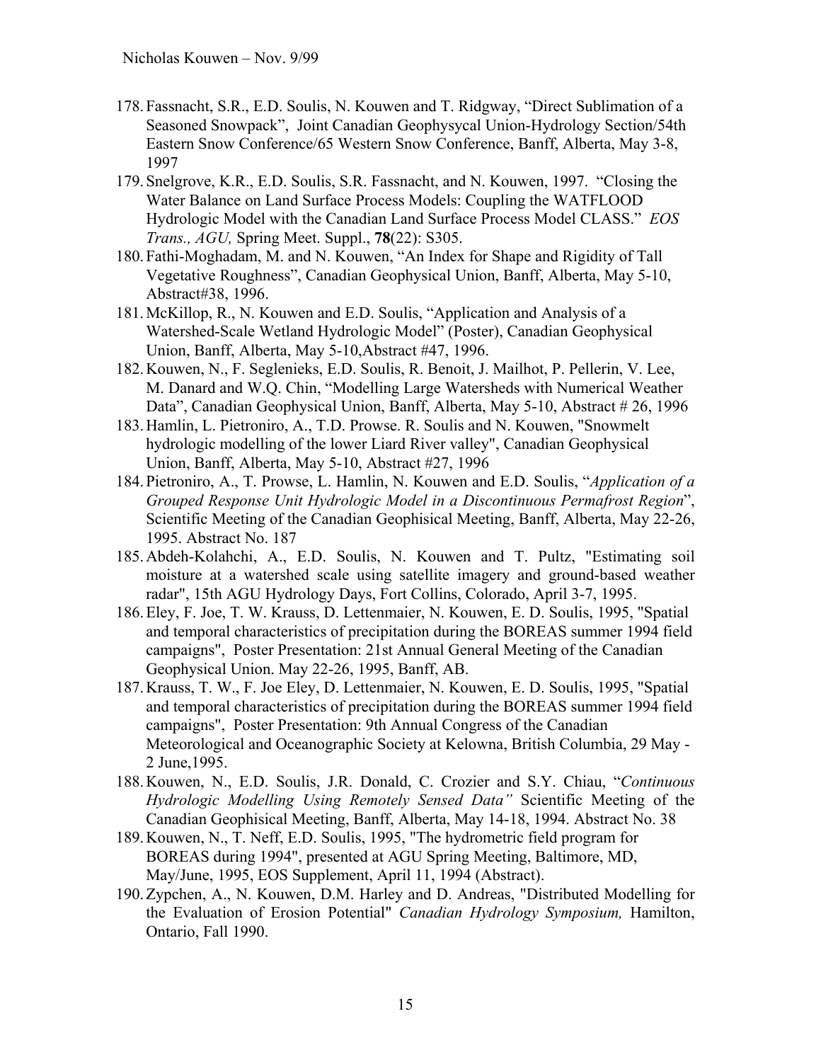178. Fassnacht, S.R., E.D. Soulis, N. Kouwen and T. Ridgway, "Direct Sublimation of a Seasoned Snowpack", Joint Canadian Geophysycal Union-Hydrology Section/54th Eastern Snow Conference/65 Western Snow Conference, Banff, Alberta, May 3-8, 1997
179. Snelgrove, K.R., E.D. Soulis, S.R. Fassnacht, and N. Kouwen, 1997. "Closing the Water Balance on Land Surface Process Models: Coupling the WATFLOOD Hydrologic Model with the Canadian Land Surface Process Model CLASS." *EOS Trans., AGU,* Spring Meet. Suppl., **78**(22): S305.
180. Fathi-Moghadam, M. and N. Kouwen, "An Index for Shape and Rigidity of Tall Vegetative Roughness", Canadian Geophysical Union, Banff, Alberta, May 5-10, Abstract#38, 1996.
181. McKillop, R., N. Kouwen and E.D. Soulis, "Application and Analysis of a Watershed-Scale Wetland Hydrologic Model" (Poster), Canadian Geophysical Union, Banff, Alberta, May 5-10,Abstract #47, 1996.
182. Kouwen, N., F. Seglenieks, E.D. Soulis, R. Benoit, J. Mailhot, P. Pellerin, V. Lee, M. Danard and W.Q. Chin, "Modelling Large Watersheds with Numerical Weather Data", Canadian Geophysical Union, Banff, Alberta, May 5-10, Abstract # 26, 1996
183. Hamlin, L. Pietroniro, A., T.D. Prowse. R. Soulis and N. Kouwen, "Snowmelt hydrologic modelling of the lower Liard River valley", Canadian Geophysical Union, Banff, Alberta, May 5-10, Abstract #27, 1996
184. Pietroniro, A., T. Prowse, L. Hamlin, N. Kouwen and E.D. Soulis, "*Application of a Grouped Response Unit Hydrologic Model in a Discontinuous Permafrost Region*", Scientific Meeting of the Canadian Geophisical Meeting, Banff, Alberta, May 22-26, 1995. Abstract No. 187
185. Abdeh-Kolahchi, A., E.D. Soulis, N. Kouwen and T. Pultz, "Estimating soil moisture at a watershed scale using satellite imagery and ground-based weather radar", 15th AGU Hydrology Days, Fort Collins, Colorado, April 3-7, 1995.
186. Eley, F. Joe, T. W. Krauss, D. Lettenmaier, N. Kouwen, E. D. Soulis, 1995, "Spatial and temporal characteristics of precipitation during the BOREAS summer 1994 field campaigns", Poster Presentation: 21st Annual General Meeting of the Canadian Geophysical Union. May 22-26, 1995, Banff, AB.
187. Krauss, T. W., F. Joe Eley, D. Lettenmaier, N. Kouwen, E. D. Soulis, 1995, "Spatial and temporal characteristics of precipitation during the BOREAS summer 1994 field campaigns", Poster Presentation: 9th Annual Congress of the Canadian Meteorological and Oceanographic Society at Kelowna, British Columbia, 29 May - 2 June,1995.
188. Kouwen, N., E.D. Soulis, J.R. Donald, C. Crozier and S.Y. Chiau, "*Continuous Hydrologic Modelling Using Remotely Sensed Data"* Scientific Meeting of the Canadian Geophisical Meeting, Banff, Alberta, May 14-18, 1994. Abstract No. 38
189. Kouwen, N., T. Neff, E.D. Soulis, 1995, "The hydrometric field program for BOREAS during 1994", presented at AGU Spring Meeting, Baltimore, MD, May/June, 1995, EOS Supplement, April 11, 1994 (Abstract).
190. Zypchen, A., N. Kouwen, D.M. Harley and D. Andreas, "Distributed Modelling for the Evaluation of Erosion Potential" *Canadian Hydrology Symposium,* Hamilton, Ontario, Fall 1990.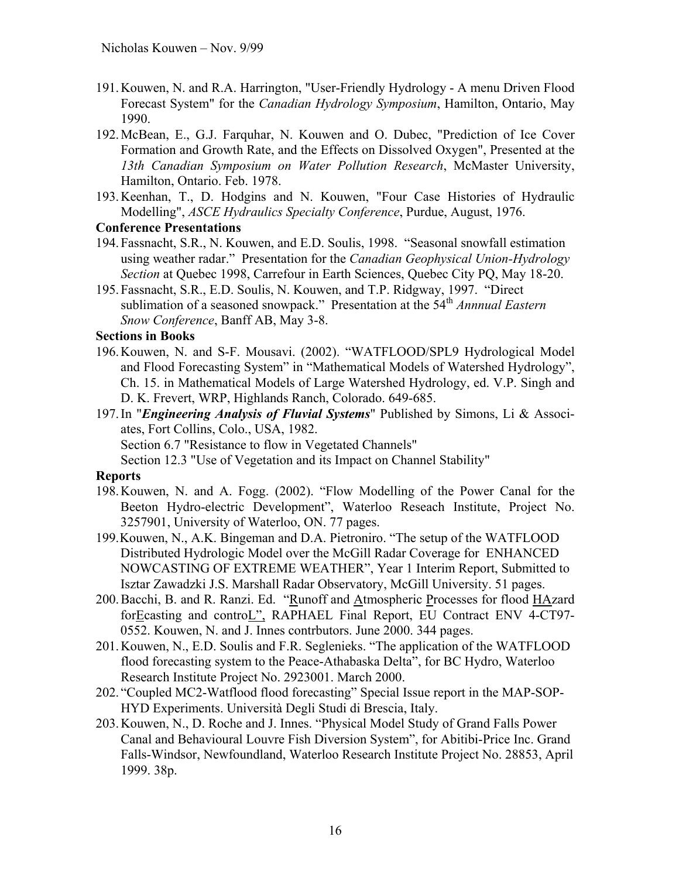191. Kouwen, N. and R.A. Harrington, "User-Friendly Hydrology - A menu Driven Flood Forecast System" for the *Canadian Hydrology Symposium*, Hamilton, Ontario, May 1990.

192. McBean, E., G.J. Farquhar, N. Kouwen and O. Dubec, "Prediction of Ice Cover Formation and Growth Rate, and the Effects on Dissolved Oxygen", Presented at the *13th Canadian Symposium on Water Pollution Research*, McMaster University, Hamilton, Ontario. Feb. 1978.

193. Keenhan, T., D. Hodgins and N. Kouwen, "Four Case Histories of Hydraulic Modelling", *ASCE Hydraulics Specialty Conference*, Purdue, August, 1976.

**Conference Presentations**

194. Fassnacht, S.R., N. Kouwen, and E.D. Soulis, 1998. "Seasonal snowfall estimation using weather radar." Presentation for the *Canadian Geophysical Union-Hydrology Section* at Quebec 1998, Carrefour in Earth Sciences, Quebec City PQ, May 18-20.

195. Fassnacht, S.R., E.D. Soulis, N. Kouwen, and T.P. Ridgway, 1997. "Direct sublimation of a seasoned snowpack." Presentation at the 54th *Annnual Eastern Snow Conference*, Banff AB, May 3-8.

**Sections in Books**

196. Kouwen, N. and S-F. Mousavi. (2002). "WATFLOOD/SPL9 Hydrological Model and Flood Forecasting System" in "Mathematical Models of Watershed Hydrology", Ch. 15. in Mathematical Models of Large Watershed Hydrology, ed. V.P. Singh and D. K. Frevert, WRP, Highlands Ranch, Colorado. 649-685.

197. In "***Engineering Analysis of Fluvial Systems***" Published by Simons, Li & Associates, Fort Collins, Colo., USA, 1982.
Section 6.7 "Resistance to flow in Vegetated Channels"
Section 12.3 "Use of Vegetation and its Impact on Channel Stability"

**Reports**

198. Kouwen, N. and A. Fogg. (2002). "Flow Modelling of the Power Canal for the Beeton Hydro-electric Development", Waterloo Reseach Institute, Project No. 3257901, University of Waterloo, ON. 77 pages.

199. Kouwen, N., A.K. Bingeman and D.A. Pietroniro. "The setup of the WATFLOOD Distributed Hydrologic Model over the McGill Radar Coverage for ENHANCED NOWCASTING OF EXTREME WEATHER", Year 1 Interim Report, Submitted to Isztar Zawadzki J.S. Marshall Radar Observatory, McGill University. 51 pages.

200. Bacchi, B. and R. Ranzi. Ed. "Runoff and Atmospheric Processes for flood HAzard forEcasting and controL", RAPHAEL Final Report, EU Contract ENV 4-CT97-0552. Kouwen, N. and J. Innes contrbutors. June 2000. 344 pages.

201. Kouwen, N., E.D. Soulis and F.R. Seglenieks. "The application of the WATFLOOD flood forecasting system to the Peace-Athabaska Delta", for BC Hydro, Waterloo Research Institute Project No. 2923001. March 2000.

202. "Coupled MC2-Watflood flood forecasting" Special Issue report in the MAP-SOP-HYD Experiments. Università Degli Studi di Brescia, Italy.

203. Kouwen, N., D. Roche and J. Innes. "Physical Model Study of Grand Falls Power Canal and Behavioural Louvre Fish Diversion System", for Abitibi-Price Inc. Grand Falls-Windsor, Newfoundland, Waterloo Research Institute Project No. 28853, April 1999. 38p.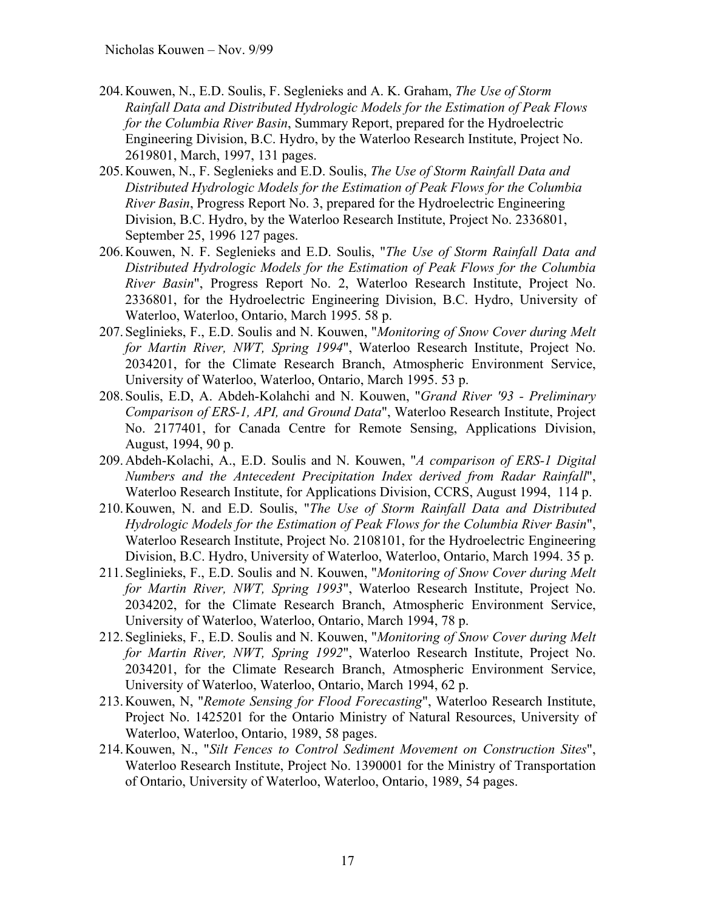204. Kouwen, N., E.D. Soulis, F. Seglenieks and A. K. Graham, *The Use of Storm Rainfall Data and Distributed Hydrologic Models for the Estimation of Peak Flows for the Columbia River Basin*, Summary Report, prepared for the Hydroelectric Engineering Division, B.C. Hydro, by the Waterloo Research Institute, Project No. 2619801, March, 1997, 131 pages.
205. Kouwen, N., F. Seglenieks and E.D. Soulis, *The Use of Storm Rainfall Data and Distributed Hydrologic Models for the Estimation of Peak Flows for the Columbia River Basin*, Progress Report No. 3, prepared for the Hydroelectric Engineering Division, B.C. Hydro, by the Waterloo Research Institute, Project No. 2336801, September 25, 1996 127 pages.
206. Kouwen, N. F. Seglenieks and E.D. Soulis, "*The Use of Storm Rainfall Data and Distributed Hydrologic Models for the Estimation of Peak Flows for the Columbia River Basin*", Progress Report No. 2, Waterloo Research Institute, Project No. 2336801, for the Hydroelectric Engineering Division, B.C. Hydro, University of Waterloo, Waterloo, Ontario, March 1995. 58 p.
207. Seglinieks, F., E.D. Soulis and N. Kouwen, "*Monitoring of Snow Cover during Melt for Martin River, NWT, Spring 1994*", Waterloo Research Institute, Project No. 2034201, for the Climate Research Branch, Atmospheric Environment Service, University of Waterloo, Waterloo, Ontario, March 1995. 53 p.
208. Soulis, E.D, A. Abdeh-Kolahchi and N. Kouwen, "*Grand River '93 - Preliminary Comparison of ERS-1, API, and Ground Data*", Waterloo Research Institute, Project No. 2177401, for Canada Centre for Remote Sensing, Applications Division, August, 1994, 90 p.
209. Abdeh-Kolachi, A., E.D. Soulis and N. Kouwen, "*A comparison of ERS-1 Digital Numbers and the Antecedent Precipitation Index derived from Radar Rainfall*", Waterloo Research Institute, for Applications Division, CCRS, August 1994, 114 p.
210. Kouwen, N. and E.D. Soulis, "*The Use of Storm Rainfall Data and Distributed Hydrologic Models for the Estimation of Peak Flows for the Columbia River Basin*", Waterloo Research Institute, Project No. 2108101, for the Hydroelectric Engineering Division, B.C. Hydro, University of Waterloo, Waterloo, Ontario, March 1994. 35 p.
211. Seglinieks, F., E.D. Soulis and N. Kouwen, "*Monitoring of Snow Cover during Melt for Martin River, NWT, Spring 1993*", Waterloo Research Institute, Project No. 2034202, for the Climate Research Branch, Atmospheric Environment Service, University of Waterloo, Waterloo, Ontario, March 1994, 78 p.
212. Seglinieks, F., E.D. Soulis and N. Kouwen, "*Monitoring of Snow Cover during Melt for Martin River, NWT, Spring 1992*", Waterloo Research Institute, Project No. 2034201, for the Climate Research Branch, Atmospheric Environment Service, University of Waterloo, Waterloo, Ontario, March 1994, 62 p.
213. Kouwen, N, "*Remote Sensing for Flood Forecasting*", Waterloo Research Institute, Project No. 1425201 for the Ontario Ministry of Natural Resources, University of Waterloo, Waterloo, Ontario, 1989, 58 pages.
214. Kouwen, N., "*Silt Fences to Control Sediment Movement on Construction Sites*", Waterloo Research Institute, Project No. 1390001 for the Ministry of Transportation of Ontario, University of Waterloo, Waterloo, Ontario, 1989, 54 pages.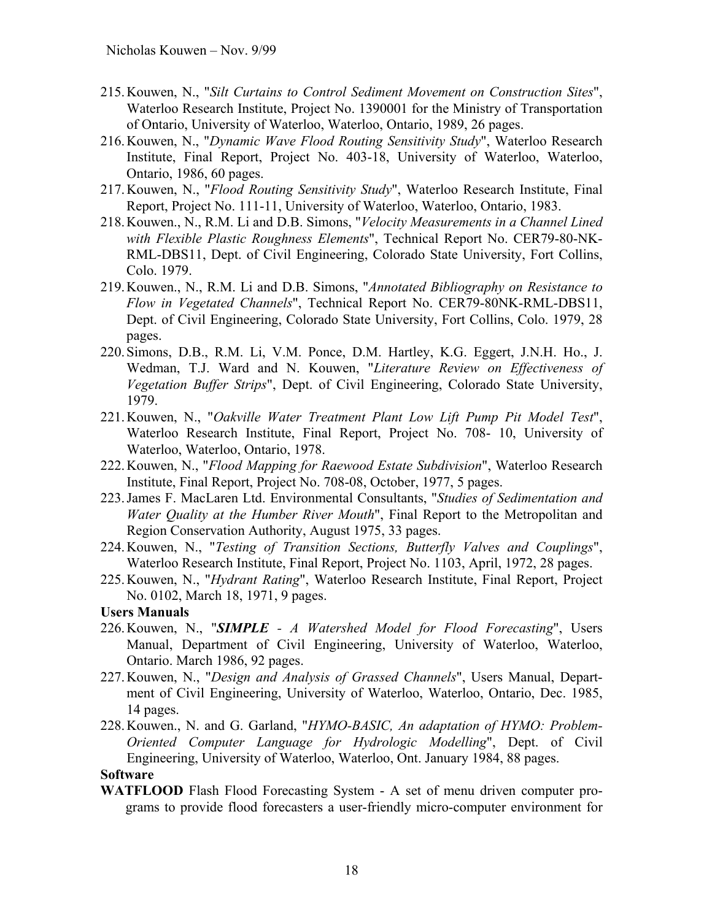215. Kouwen, N., "*Silt Curtains to Control Sediment Movement on Construction Sites*", Waterloo Research Institute, Project No. 1390001 for the Ministry of Transportation of Ontario, University of Waterloo, Waterloo, Ontario, 1989, 26 pages.
216. Kouwen, N., "*Dynamic Wave Flood Routing Sensitivity Study*", Waterloo Research Institute, Final Report, Project No. 403-18, University of Waterloo, Waterloo, Ontario, 1986, 60 pages.
217. Kouwen, N., "*Flood Routing Sensitivity Study*", Waterloo Research Institute, Final Report, Project No. 111-11, University of Waterloo, Waterloo, Ontario, 1983.
218. Kouwen., N., R.M. Li and D.B. Simons, "*Velocity Measurements in a Channel Lined with Flexible Plastic Roughness Elements*", Technical Report No. CER79-80-NK-RML-DBS11, Dept. of Civil Engineering, Colorado State University, Fort Collins, Colo. 1979.
219. Kouwen., N., R.M. Li and D.B. Simons, "*Annotated Bibliography on Resistance to Flow in Vegetated Channels*", Technical Report No. CER79-80NK-RML-DBS11, Dept. of Civil Engineering, Colorado State University, Fort Collins, Colo. 1979, 28 pages.
220. Simons, D.B., R.M. Li, V.M. Ponce, D.M. Hartley, K.G. Eggert, J.N.H. Ho., J. Wedman, T.J. Ward and N. Kouwen, "*Literature Review on Effectiveness of Vegetation Buffer Strips*", Dept. of Civil Engineering, Colorado State University, 1979.
221. Kouwen, N., "*Oakville Water Treatment Plant Low Lift Pump Pit Model Test*", Waterloo Research Institute, Final Report, Project No. 708- 10, University of Waterloo, Waterloo, Ontario, 1978.
222. Kouwen, N., "*Flood Mapping for Raewood Estate Subdivision*", Waterloo Research Institute, Final Report, Project No. 708-08, October, 1977, 5 pages.
223. James F. MacLaren Ltd. Environmental Consultants, "*Studies of Sedimentation and Water Quality at the Humber River Mouth*", Final Report to the Metropolitan and Region Conservation Authority, August 1975, 33 pages.
224. Kouwen, N., "*Testing of Transition Sections, Butterfly Valves and Couplings*", Waterloo Research Institute, Final Report, Project No. 1103, April, 1972, 28 pages.
225. Kouwen, N., "*Hydrant Rating*", Waterloo Research Institute, Final Report, Project No. 0102, March 18, 1971, 9 pages.

**Users Manuals**

226. Kouwen, N., "***SIMPLE** - A Watershed Model for Flood Forecasting*", Users Manual, Department of Civil Engineering, University of Waterloo, Waterloo, Ontario. March 1986, 92 pages.
227. Kouwen, N., "*Design and Analysis of Grassed Channels*", Users Manual, Department of Civil Engineering, University of Waterloo, Waterloo, Ontario, Dec. 1985, 14 pages.
228. Kouwen., N. and G. Garland, "*HYMO-BASIC, An adaptation of HYMO: Problem-Oriented Computer Language for Hydrologic Modelling*", Dept. of Civil Engineering, University of Waterloo, Waterloo, Ont. January 1984, 88 pages.

**Software**

**WATFLOOD** Flash Flood Forecasting System - A set of menu driven computer programs to provide flood forecasters a user-friendly micro-computer environment for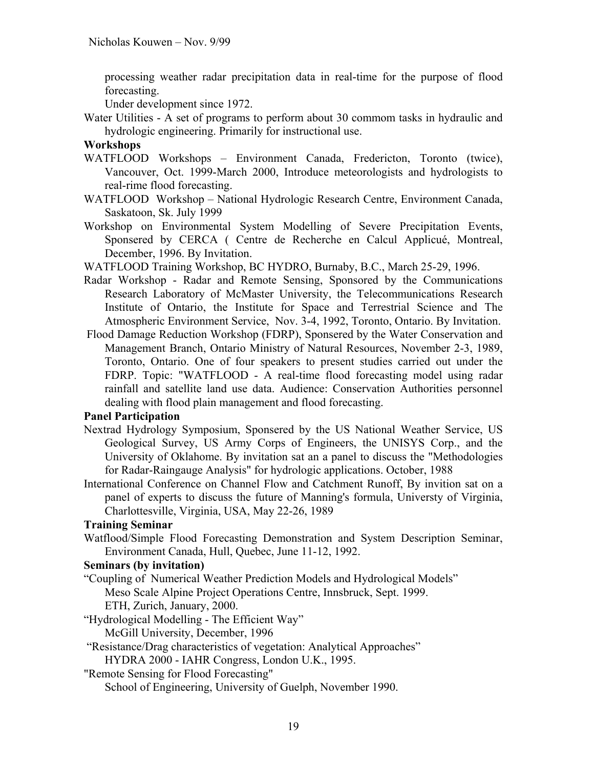processing weather radar precipitation data in real-time for the purpose of flood forecasting.
Under development since 1972.

Water Utilities - A set of programs to perform about 30 commom tasks in hydraulic and hydrologic engineering. Primarily for instructional use.

**Workshops**

WATFLOOD Workshops – Environment Canada, Fredericton, Toronto (twice), Vancouver, Oct. 1999-March 2000, Introduce meteorologists and hydrologists to real-rime flood forecasting.

WATFLOOD Workshop – National Hydrologic Research Centre, Environment Canada, Saskatoon, Sk. July 1999

Workshop on Environmental System Modelling of Severe Precipitation Events, Sponsered by CERCA ( Centre de Recherche en Calcul Applicué, Montreal, December, 1996. By Invitation.

WATFLOOD Training Workshop, BC HYDRO, Burnaby, B.C., March 25-29, 1996.

Radar Workshop - Radar and Remote Sensing, Sponsored by the Communications Research Laboratory of McMaster University, the Telecommunications Research Institute of Ontario, the Institute for Space and Terrestrial Science and The Atmospheric Environment Service, Nov. 3-4, 1992, Toronto, Ontario. By Invitation.

Flood Damage Reduction Workshop (FDRP), Sponsered by the Water Conservation and Management Branch, Ontario Ministry of Natural Resources, November 2-3, 1989, Toronto, Ontario. One of four speakers to present studies carried out under the FDRP. Topic: "WATFLOOD - A real-time flood forecasting model using radar rainfall and satellite land use data. Audience: Conservation Authorities personnel dealing with flood plain management and flood forecasting.

**Panel Participation**

Nextrad Hydrology Symposium, Sponsered by the US National Weather Service, US Geological Survey, US Army Corps of Engineers, the UNISYS Corp., and the University of Oklahome. By invitation sat an a panel to discuss the "Methodologies for Radar-Raingauge Analysis" for hydrologic applications. October, 1988

International Conference on Channel Flow and Catchment Runoff, By invition sat on a panel of experts to discuss the future of Manning's formula, Universty of Virginia, Charlottesville, Virginia, USA, May 22-26, 1989

**Training Seminar**

Watflood/Simple Flood Forecasting Demonstration and System Description Seminar, Environment Canada, Hull, Quebec, June 11-12, 1992.

**Seminars (by invitation)**

"Coupling of Numerical Weather Prediction Models and Hydrological Models"
Meso Scale Alpine Project Operations Centre, Innsbruck, Sept. 1999.
ETH, Zurich, January, 2000.

"Hydrological Modelling - The Efficient Way"
McGill University, December, 1996

"Resistance/Drag characteristics of vegetation: Analytical Approaches"
HYDRA 2000 - IAHR Congress, London U.K., 1995.

"Remote Sensing for Flood Forecasting"
School of Engineering, University of Guelph, November 1990.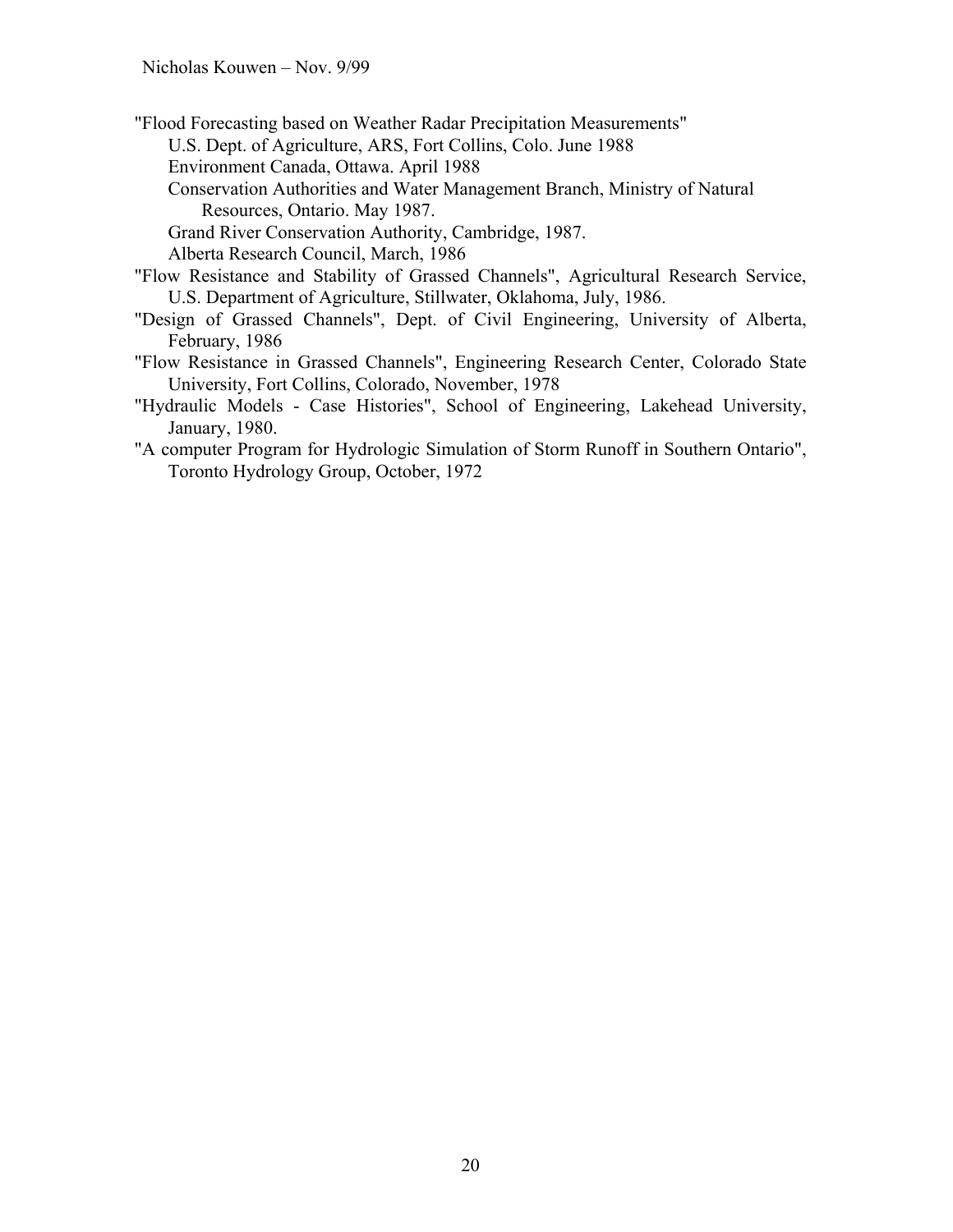"Flood Forecasting based on Weather Radar Precipitation Measurements"

U.S. Dept. of Agriculture, ARS, Fort Collins, Colo. June 1988

Environment Canada, Ottawa. April 1988

Conservation Authorities and Water Management Branch, Ministry of Natural Resources, Ontario. May 1987.

Grand River Conservation Authority, Cambridge, 1987.

Alberta Research Council, March, 1986

"Flow Resistance and Stability of Grassed Channels", Agricultural Research Service, U.S. Department of Agriculture, Stillwater, Oklahoma, July, 1986.

"Design of Grassed Channels", Dept. of Civil Engineering, University of Alberta, February, 1986

"Flow Resistance in Grassed Channels", Engineering Research Center, Colorado State University, Fort Collins, Colorado, November, 1978

"Hydraulic Models - Case Histories", School of Engineering, Lakehead University, January, 1980.

"A computer Program for Hydrologic Simulation of Storm Runoff in Southern Ontario", Toronto Hydrology Group, October, 1972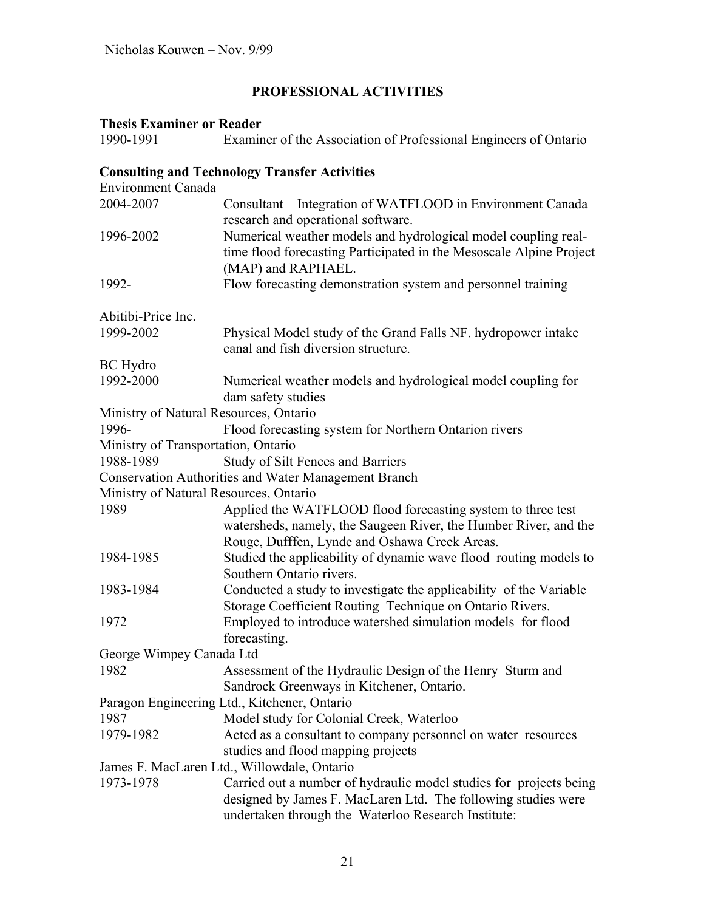## PROFESSIONAL ACTIVITIES

**Thesis Examiner or Reader**

1990-1991 Examiner of the Association of Professional Engineers of Ontario

**Consulting and Technology Transfer Activities**

Environment Canada

2004-2007 Consultant – Integration of WATFLOOD in Environment Canada research and operational software.

1996-2002 Numerical weather models and hydrological model coupling real-time flood forecasting Participated in the Mesoscale Alpine Project (MAP) and RAPHAEL.

1992- Flow forecasting demonstration system and personnel training

Abitibi-Price Inc.

1999-2002 Physical Model study of the Grand Falls NF. hydropower intake canal and fish diversion structure.

BC Hydro

1992-2000 Numerical weather models and hydrological model coupling for dam safety studies

Ministry of Natural Resources, Ontario

1996- Flood forecasting system for Northern Ontarion rivers

Ministry of Transportation, Ontario

1988-1989 Study of Silt Fences and Barriers

Conservation Authorities and Water Management Branch

Ministry of Natural Resources, Ontario

1989 Applied the WATFLOOD flood forecasting system to three test watersheds, namely, the Saugeen River, the Humber River, and the Rouge, Dufffen, Lynde and Oshawa Creek Areas.

1984-1985 Studied the applicability of dynamic wave flood routing models to Southern Ontario rivers.

1983-1984 Conducted a study to investigate the applicability of the Variable Storage Coefficient Routing Technique on Ontario Rivers.

1972 Employed to introduce watershed simulation models for flood forecasting.

George Wimpey Canada Ltd

1982 Assessment of the Hydraulic Design of the Henry Sturm and Sandrock Greenways in Kitchener, Ontario.

Paragon Engineering Ltd., Kitchener, Ontario

1987 Model study for Colonial Creek, Waterloo

1979-1982 Acted as a consultant to company personnel on water resources studies and flood mapping projects

James F. MacLaren Ltd., Willowdale, Ontario

1973-1978 Carried out a number of hydraulic model studies for projects being designed by James F. MacLaren Ltd. The following studies were undertaken through the Waterloo Research Institute: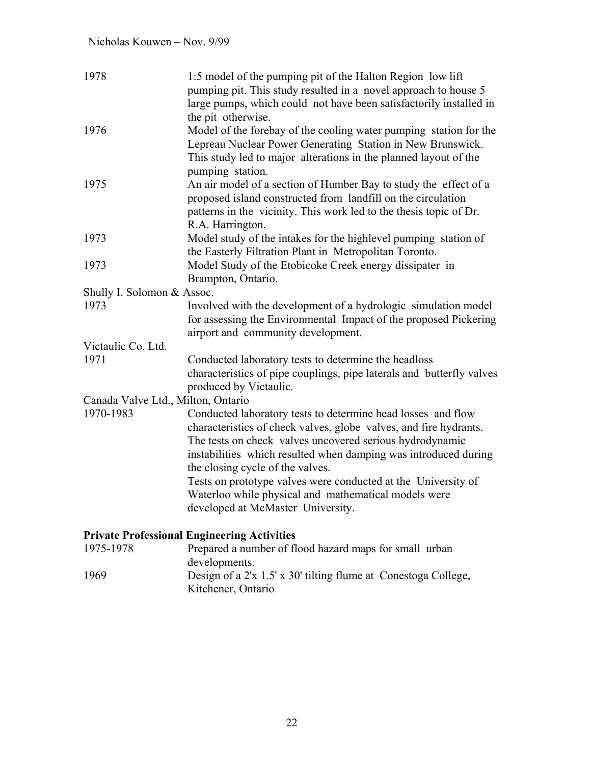| | |
|---|---|
| 1978 | 1:5 model of the pumping pit of the Halton Region low lift pumping pit. This study resulted in a novel approach to house 5 large pumps, which could not have been satisfactorily installed in the pit otherwise. |
| 1976 | Model of the forebay of the cooling water pumping station for the Lepreau Nuclear Power Generating Station in New Brunswick. This study led to major alterations in the planned layout of the pumping station. |
| 1975 | An air model of a section of Humber Bay to study the effect of a proposed island constructed from landfill on the circulation patterns in the vicinity. This work led to the thesis topic of Dr. R.A. Harrington. |
| 1973 | Model study of the intakes for the highlevel pumping station of the Easterly Filtration Plant in Metropolitan Toronto. |
| 1973 | Model Study of the Etobicoke Creek energy dissipater in Brampton, Ontario. |
| **Shully I. Solomon & Assoc.** | |
| 1973 | Involved with the development of a hydrologic simulation model for assessing the Environmental Impact of the proposed Pickering airport and community development. |
| **Victaulic Co. Ltd.** | |
| 1971 | Conducted laboratory tests to determine the headloss characteristics of pipe couplings, pipe laterals and butterfly valves produced by Victaulic. |
| **Canada Valve Ltd., Milton, Ontario** | |
| 1970-1983 | Conducted laboratory tests to determine head losses and flow characteristics of check valves, globe valves, and fire hydrants. The tests on check valves uncovered serious hydrodynamic instabilities which resulted when damping was introduced during the closing cycle of the valves. Tests on prototype valves were conducted at the University of Waterloo while physical and mathematical models were developed at McMaster University. |

**Private Professional Engineering Activities**

| | |
|---|---|
| 1975-1978 | Prepared a number of flood hazard maps for small urban developments. |
| 1969 | Design of a 2'x 1.5' x 30' tilting flume at Conestoga College, Kitchener, Ontario |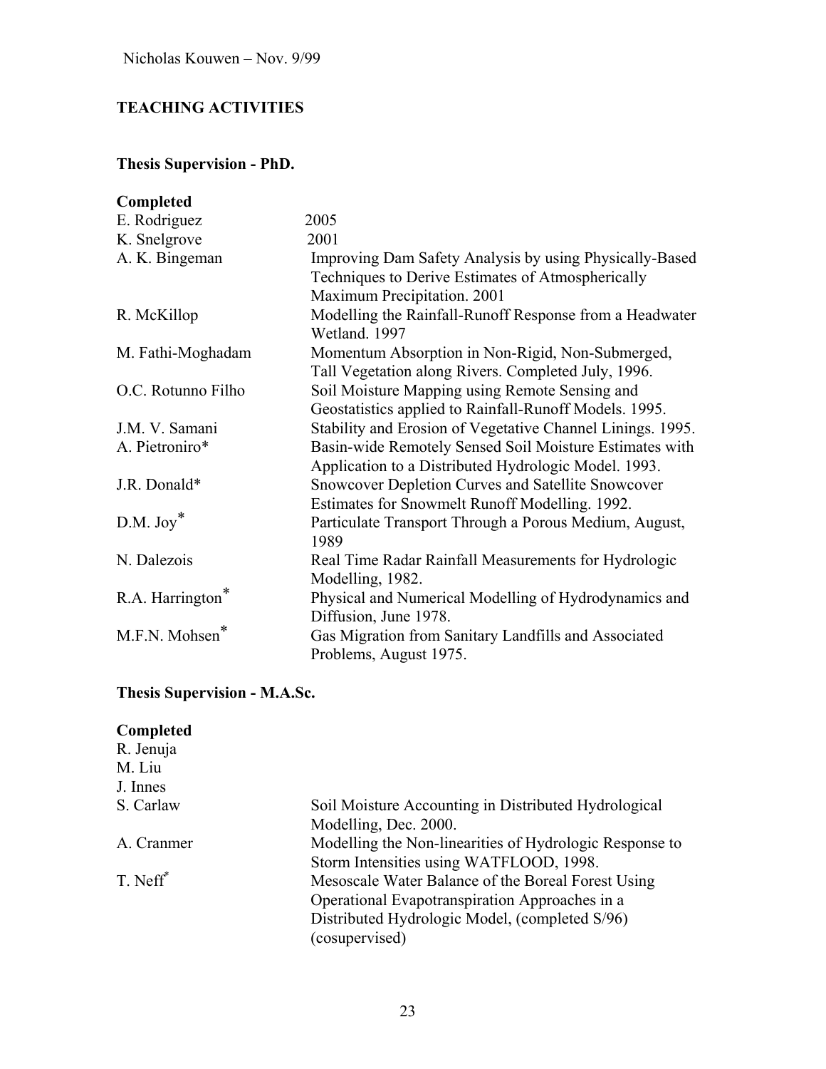## TEACHING ACTIVITIES

### Thesis Supervision - PhD.

**Completed**

| | |
|---|---|
| E. Rodriguez | 2005 |
| K. Snelgrove | 2001 |
| A. K. Bingeman | Improving Dam Safety Analysis by using Physically-Based Techniques to Derive Estimates of Atmospherically Maximum Precipitation. 2001 |
| R. McKillop | Modelling the Rainfall-Runoff Response from a Headwater Wetland. 1997 |
| M. Fathi-Moghadam | Momentum Absorption in Non-Rigid, Non-Submerged, Tall Vegetation along Rivers. Completed July, 1996. |
| O.C. Rotunno Filho | Soil Moisture Mapping using Remote Sensing and Geostatistics applied to Rainfall-Runoff Models. 1995. |
| J.M. V. Samani | Stability and Erosion of Vegetative Channel Linings. 1995. |
| A. Pietroniro* | Basin-wide Remotely Sensed Soil Moisture Estimates with Application to a Distributed Hydrologic Model. 1993. |
| J.R. Donald* | Snowcover Depletion Curves and Satellite Snowcover Estimates for Snowmelt Runoff Modelling. 1992. |
| D.M. Joy* | Particulate Transport Through a Porous Medium, August, 1989 |
| N. Dalezois | Real Time Radar Rainfall Measurements for Hydrologic Modelling, 1982. |
| R.A. Harrington* | Physical and Numerical Modelling of Hydrodynamics and Diffusion, June 1978. |
| M.F.N. Mohsen* | Gas Migration from Sanitary Landfills and Associated Problems, August 1975. |

### Thesis Supervision - M.A.Sc.

**Completed**

| | |
|---|---|
| R. Jenuja | |
| M. Liu | |
| J. Innes | |
| S. Carlaw | Soil Moisture Accounting in Distributed Hydrological Modelling, Dec. 2000. |
| A. Cranmer | Modelling the Non-linearities of Hydrologic Response to Storm Intensities using WATFLOOD, 1998. |
| T. Neff* | Mesoscale Water Balance of the Boreal Forest Using Operational Evapotranspiration Approaches in a Distributed Hydrologic Model, (completed S/96) (cosupervised) |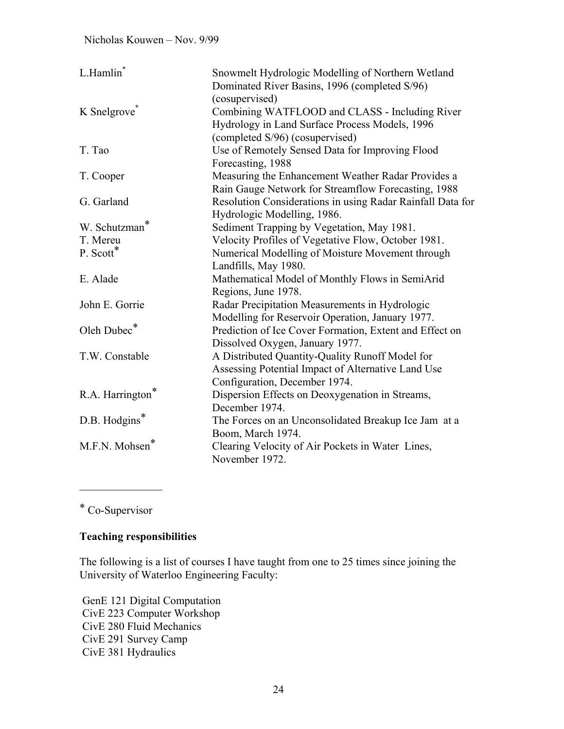| | |
|---|---|
| L.Hamlin* | Snowmelt Hydrologic Modelling of Northern Wetland Dominated River Basins, 1996 (completed S/96) (cosupervised) |
| K Snelgrove* | Combining WATFLOOD and CLASS - Including River Hydrology in Land Surface Process Models, 1996 (completed S/96) (cosupervised) |
| T. Tao | Use of Remotely Sensed Data for Improving Flood Forecasting, 1988 |
| T. Cooper | Measuring the Enhancement Weather Radar Provides a Rain Gauge Network for Streamflow Forecasting, 1988 |
| G. Garland | Resolution Considerations in using Radar Rainfall Data for Hydrologic Modelling, 1986. |
| W. Schutzman* | Sediment Trapping by Vegetation, May 1981. |
| T. Mereu | Velocity Profiles of Vegetative Flow, October 1981. |
| P. Scott* | Numerical Modelling of Moisture Movement through Landfills, May 1980. |
| E. Alade | Mathematical Model of Monthly Flows in SemiArid Regions, June 1978. |
| John E. Gorrie | Radar Precipitation Measurements in Hydrologic Modelling for Reservoir Operation, January 1977. |
| Oleh Dubec* | Prediction of Ice Cover Formation, Extent and Effect on Dissolved Oxygen, January 1977. |
| T.W. Constable | A Distributed Quantity-Quality Runoff Model for Assessing Potential Impact of Alternative Land Use Configuration, December 1974. |
| R.A. Harrington* | Dispersion Effects on Deoxygenation in Streams, December 1974. |
| D.B. Hodgins* | The Forces on an Unconsolidated Breakup Ice Jam at a Boom, March 1974. |
| M.F.N. Mohsen* | Clearing Velocity of Air Pockets in Water Lines, November 1972. |

* Co-Supervisor

**Teaching responsibilities**

The following is a list of courses I have taught from one to 25 times since joining the University of Waterloo Engineering Faculty:

GenE 121 Digital Computation
CivE 223 Computer Workshop
CivE 280 Fluid Mechanics
CivE 291 Survey Camp
CivE 381 Hydraulics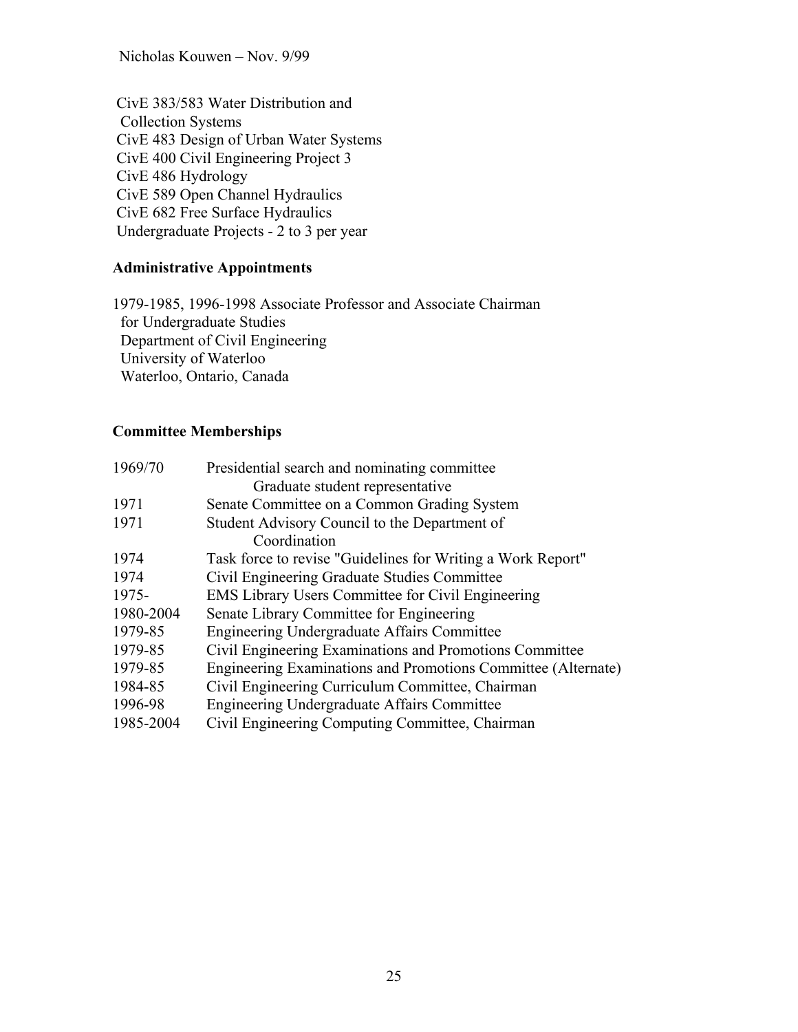CivE 383/583 Water Distribution and Collection Systems
CivE 483 Design of Urban Water Systems
CivE 400 Civil Engineering Project 3
CivE 486 Hydrology
CivE 589 Open Channel Hydraulics
CivE 682 Free Surface Hydraulics
Undergraduate Projects - 2 to 3 per year

## Administrative Appointments

1979-1985, 1996-1998 Associate Professor and Associate Chairman
for Undergraduate Studies
Department of Civil Engineering
University of Waterloo
Waterloo, Ontario, Canada

## Committee Memberships

| | |
|---|---|
| 1969/70 | Presidential search and nominating committee<br>Graduate student representative |
| 1971 | Senate Committee on a Common Grading System |
| 1971 | Student Advisory Council to the Department of Coordination |
| 1974 | Task force to revise "Guidelines for Writing a Work Report" |
| 1974 | Civil Engineering Graduate Studies Committee |
| 1975- | EMS Library Users Committee for Civil Engineering |
| 1980-2004 | Senate Library Committee for Engineering |
| 1979-85 | Engineering Undergraduate Affairs Committee |
| 1979-85 | Civil Engineering Examinations and Promotions Committee |
| 1979-85 | Engineering Examinations and Promotions Committee (Alternate) |
| 1984-85 | Civil Engineering Curriculum Committee, Chairman |
| 1996-98 | Engineering Undergraduate Affairs Committee |
| 1985-2004 | Civil Engineering Computing Committee, Chairman |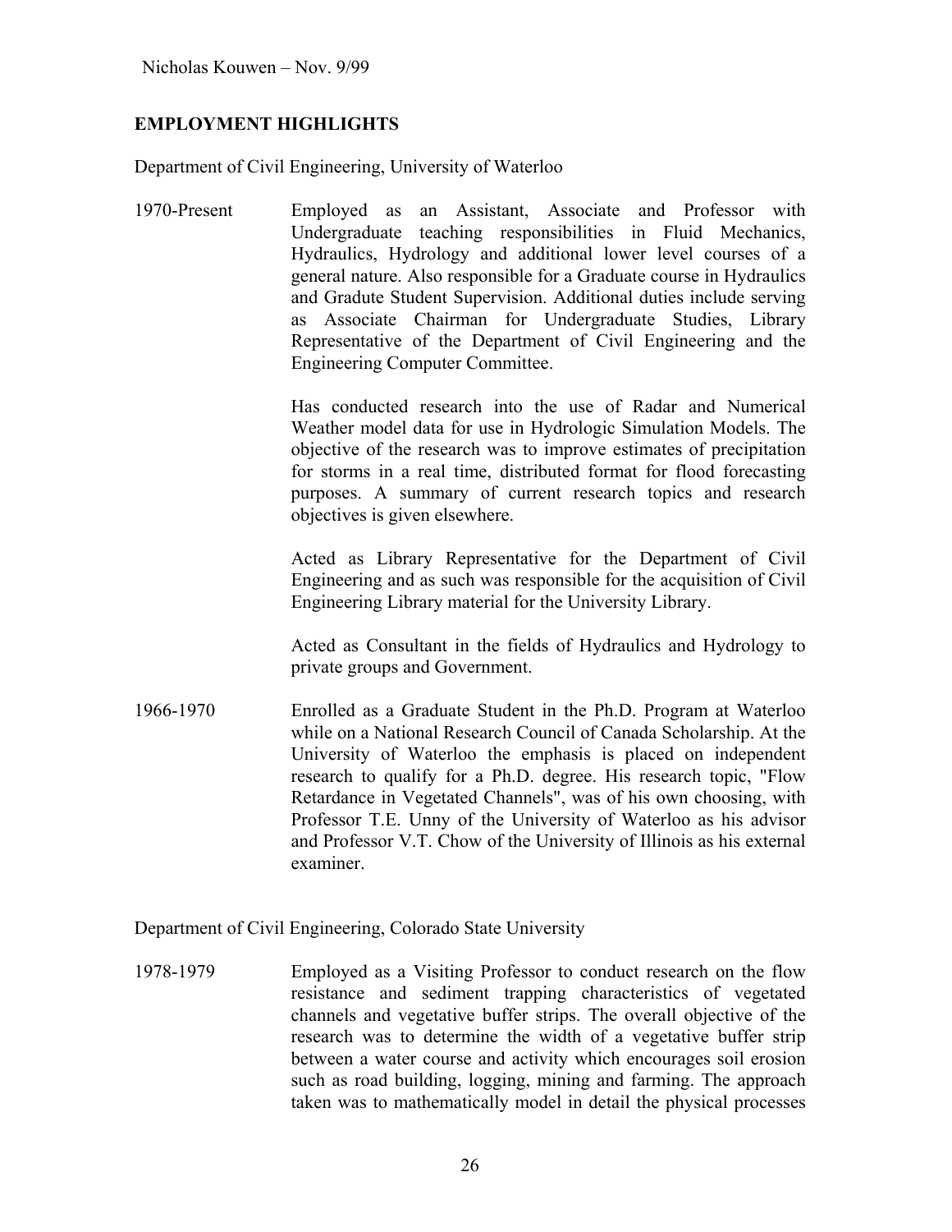## EMPLOYMENT HIGHLIGHTS

Department of Civil Engineering, University of Waterloo

1970-Present Employed as an Assistant, Associate and Professor with Undergraduate teaching responsibilities in Fluid Mechanics, Hydraulics, Hydrology and additional lower level courses of a general nature. Also responsible for a Graduate course in Hydraulics and Gradute Student Supervision. Additional duties include serving as Associate Chairman for Undergraduate Studies, Library Representative of the Department of Civil Engineering and the Engineering Computer Committee.

Has conducted research into the use of Radar and Numerical Weather model data for use in Hydrologic Simulation Models. The objective of the research was to improve estimates of precipitation for storms in a real time, distributed format for flood forecasting purposes. A summary of current research topics and research objectives is given elsewhere.

Acted as Library Representative for the Department of Civil Engineering and as such was responsible for the acquisition of Civil Engineering Library material for the University Library.

Acted as Consultant in the fields of Hydraulics and Hydrology to private groups and Government.

1966-1970 Enrolled as a Graduate Student in the Ph.D. Program at Waterloo while on a National Research Council of Canada Scholarship. At the University of Waterloo the emphasis is placed on independent research to qualify for a Ph.D. degree. His research topic, "Flow Retardance in Vegetated Channels", was of his own choosing, with Professor T.E. Unny of the University of Waterloo as his advisor and Professor V.T. Chow of the University of Illinois as his external examiner.

Department of Civil Engineering, Colorado State University

1978-1979 Employed as a Visiting Professor to conduct research on the flow resistance and sediment trapping characteristics of vegetated channels and vegetative buffer strips. The overall objective of the research was to determine the width of a vegetative buffer strip between a water course and activity which encourages soil erosion such as road building, logging, mining and farming. The approach taken was to mathematically model in detail the physical processes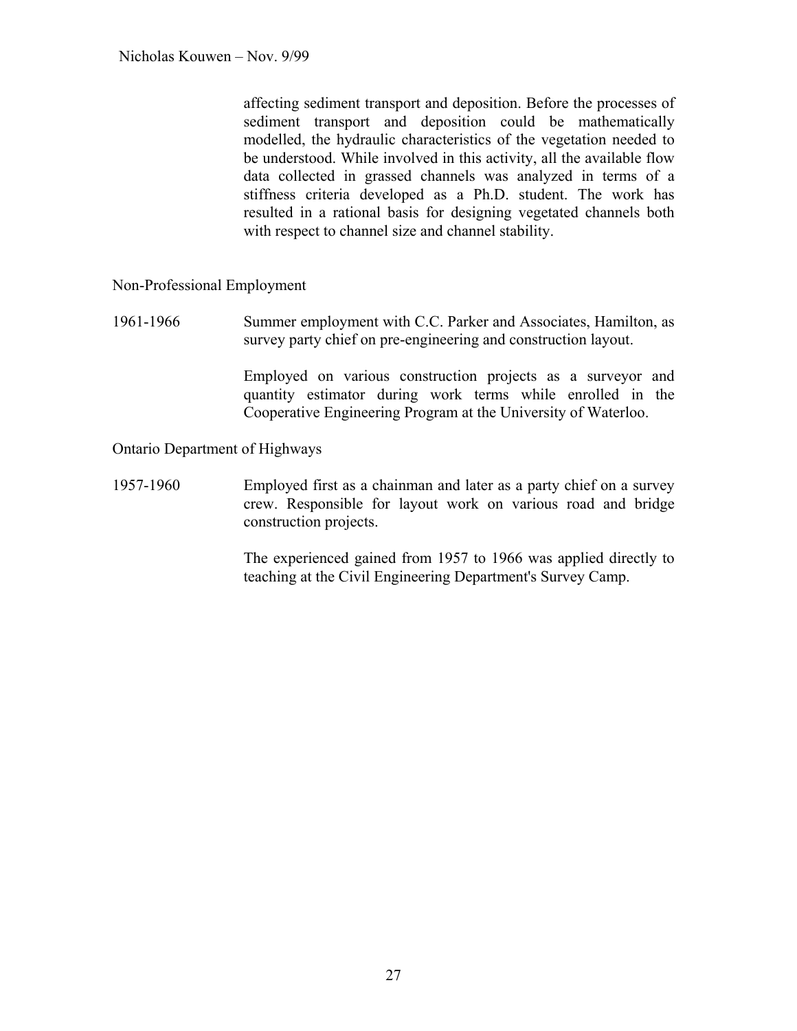affecting sediment transport and deposition. Before the processes of sediment transport and deposition could be mathematically modelled, the hydraulic characteristics of the vegetation needed to be understood. While involved in this activity, all the available flow data collected in grassed channels was analyzed in terms of a stiffness criteria developed as a Ph.D. student. The work has resulted in a rational basis for designing vegetated channels both with respect to channel size and channel stability.

Non-Professional Employment

1961-1966 Summer employment with C.C. Parker and Associates, Hamilton, as survey party chief on pre-engineering and construction layout.

Employed on various construction projects as a surveyor and quantity estimator during work terms while enrolled in the Cooperative Engineering Program at the University of Waterloo.

Ontario Department of Highways

1957-1960 Employed first as a chainman and later as a party chief on a survey crew. Responsible for layout work on various road and bridge construction projects.

The experienced gained from 1957 to 1966 was applied directly to teaching at the Civil Engineering Department's Survey Camp.